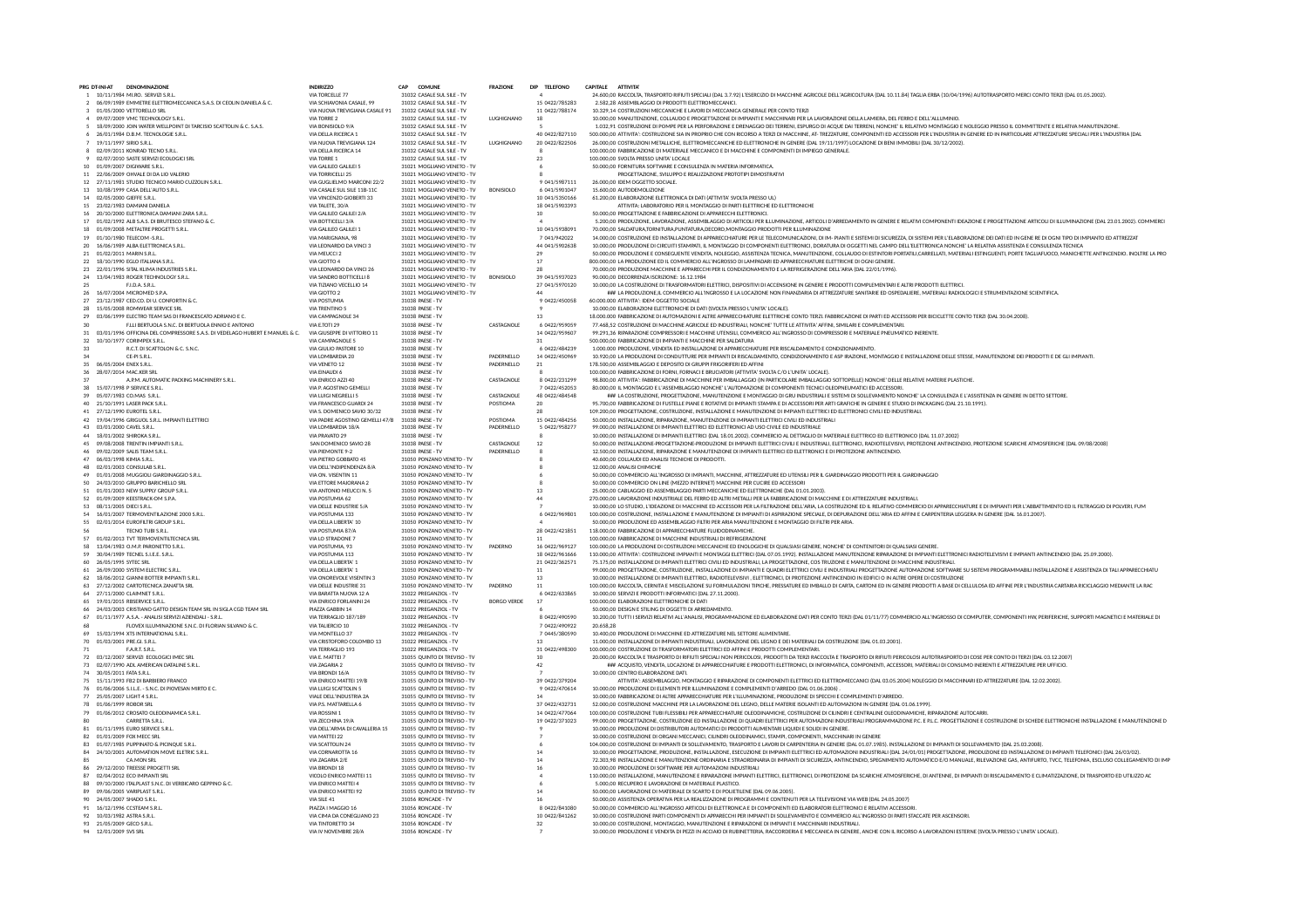| PRG | DT-INI-AT | DENOMINAZIONE | INDIRIZZO | CAP | COMUNE | FRAZIONE | DIP | TELEFONO | CAPITALE | ATTIVITA' |
|---|---|---|---|---|---|---|---|---|---|---|
| 1 | 10/11/1984 | MI.RO. SERVIZI S.R.L. | VIA TORCELLE 77 | 31032 | CASALE SUL SILE - TV | | 4 | | 24.600,00 | RACCOLTA, TRASPORTO RIFIUTI SPECIALI (DAL 3.7.92) L'ESERCIZIO DI MACCHINE AGRICOLE DELL'AGRICOLTURA (DAL 10.11.84) TAGLIA ERBA (10/04/1996) AUTOTRASPORTO MERCI CONTO TERZI (DAL 01.05.2002). |
| 2 | 06/09/1989 | EMMETRE ELETTROMECCANICA S.A.S. DI CEOLIN DANIELA & C. | VIA SCHIAVONIA CASALE, 99 | 31032 | CASALE SUL SILE - TV | | 15 | 0422/785283 | 2.582,28 | ASSEMBLAGGIO DI PRODOTTI ELETTROMECCANICI. |
| 3 | 01/05/2000 | VETTORELLO SRL | VIA NUOVA TREVIGIANA CASALE 91 | 31032 | CASALE SUL SILE - TV | | 11 | 0422/788174 | 10.329,14 | COSTRUZIONI MECCANICHE E LAVORI DI MECCANICA GENERALE PER CONTO TERZI |
| 4 | 09/07/2009 | VMC TECHNOLOGY S.R.L. | VIA TORRE 2 | 31032 | CASALE SUL SILE - TV | LUGHIGNANO | 18 | | 10.000,00 | MANUTENZIONE, COLLAUDO E PROGETTAZIONE DI IMPIANTI E MACCHINARI PER LA LAVORAZIONE DELLA LAMIERA, DEL FERRO E DELL'ALLUMINIO. |
| 5 | 18/09/2000 | JOIN WATER WELLPOINT DI TARCISIO SCATTOLIN & C. S.A.S. | VIA BONISIOLO 9/A | 31032 | CASALE SUL SILE - TV | | 5 | | 1.032,91 | COSTRUZIONE DI POMPE PER LA PERFORAZIONE E DRENAGGIO DEI TERRENI, ESPURGO DI ACQUE DAI TERRENI, NONCHE' IL RELATIVO MONTAGGIO E NOLEGGIO PRESSO IL COMMITTENTE E RELATIVA MANUTENZIONE. |
| 6 | 26/01/1984 | D.B.M. TECNOLOGIE S.R.L. | VIA DELLA RICERCA 1 | 31032 | CASALE SUL SILE - TV | | 40 | 0422/827110 | 500.000,00 | ATTIVITA': COSTRUZIONE SIA IN PROPRIO CHE CON RICORSO A TERZI DI MACCHINE, AT- TREZZATURE, COMPONENTI ED ACCESSORI PER L'INDUSTRIA IN GENERE ED IN PARTICOLARE ATTREZZATURE SPECIALI PER L'INDUSTRIA (DAL |
| 7 | 19/11/1997 | SIRIO S.R.L. | VIA NUOVA TREVIGIANA 124 | 31032 | CASALE SUL SILE - TV | LUGHIGNANO | 20 | 0422/822506 | 26.000,00 | COSTRUZIONI METALLICHE, ELETTROMECCANICHE ED ELETTRONICHE IN GENERE (DAL 19/11/1997) LOCAZIONE DI BENI IMMOBILI (DAL 30/12/2002). |
| 8 | 02/09/2011 | KONRAD TECNO S.R.L. | VIA DELLA RICERCA 14 | 31032 | CASALE SUL SILE - TV | | 8 | | 100.000,00 | FABBRICAZIONE DI MATERIALE MECCANICO E DI MACCHINE E COMPONENTI DI IMPIEGO GENERALE. |
| 9 | 02/07/2010 | SASTE SERVIZI ECOLOGICI SRL | VIA TORRE 1 | 31032 | CASALE SUL SILE - TV | | 23 | | 100.000,00 | SVOLTA PRESSO UNITA' LOCALE |
| 10 | 01/09/2007 | DIGIWARE S.R.L. | VIA GALILEO GALILEI 5 | 31021 | MOGLIANO VENETO - TV | | 6 | | 50.000,00 | FORNITURA SOFTWARE E CONSULENZA IN MATERIA INFORMATICA. |
| 11 | 22/06/2009 | CHIVALE DI DA LIO VALERIO | VIA TORRICELLI 25 | 31021 | MOGLIANO VENETO - TV | | 8 | | | PROGETTAZIONE, SVILUPPO E REALIZZAZIONE PROTOTIPI DIMOSTRATIVI |
| 12 | 27/11/1981 | STUDIO TECNICO MARIO CUZZOLIN S.R.L. | VIA GUGLIELMO MARCONI 22/2 | 31021 | MOGLIANO VENETO - TV | | 9 | 041/5987111 | 26.000,00 | IDEM OGGETTO SOCIALE. |
| 13 | 10/08/1999 | CASA DELL'AUTO S.R.L. | VIA CASALE SUL SILE 11B-11C | 31021 | MOGLIANO VENETO - TV | BONISIOLO | 6 | 041/5901047 | 15.600,00 | AUTODEMOLIZIONE |
| 14 | 02/05/2000 | GIEFFE S.R.L. | VIA VINCENZO GIOBERTI 33 | 31021 | MOGLIANO VENETO - TV | | 10 | 041/5350166 | 61.200,00 | ELABORAZIONE ELETTRONICA DI DATI (ATTIVITA' SVOLTA PRESSO UL) |
| 15 | 23/02/1983 | DAMIANI DANIELA | VIA TALETE, 30/A | 31021 | MOGLIANO VENETO - TV | | 18 | 041/5903393 | | ATTIVITA': LABORATORIO PER IL MONTAGGIO DI PARTI ELETTRICHE ED ELETTRONICHE |
| 16 | 20/10/2000 | ELETTRONICA DAMIANI ZARA S.R.L. | VIA GALILEO GALILEI 2/A | 31021 | MOGLIANO VENETO - TV | | 10 | | 50.000,00 | PROGETTAZIONE E FABBRICAZIONE DI APPARECCHI ELETTRONICI. |
| 17 | 01/02/1992 | ALB S.A.S. DI BRUTESCO STEFANO & C. | VIA BOTTICELLI 3/A | 31021 | MOGLIANO VENETO - TV | | 4 | | 5.200,00 | PRODUZIONE, LAVORAZIONE, ASSEMBLAGGIO DI ARTICOLI PER ILLUMINAZIONE, ARTICOLI D'ARREDAMENTO IN GENERE E RELATIVI COMPONENTI IDEAZIONE E PROGETTAZIONE ARTICOLI DI ILLUMINAZIONE (DAL 23.01.2002). COMMERCI |
| 18 | 01/09/2008 | METALTRE PROGETTI S.R.L. | VIA GALILEO GALILEI 1 | 31021 | MOGLIANO VENETO - TV | | 10 | 041/5938091 | 70.000,00 | SALDATURA,TORNITURA,PUNTATURA,DECORO,MONTAGGIO PRODOTTI PER ILLUMINAZIONE |
| 19 | 01/10/1980 | TELECOM -S.R.L. | VIA MARIGNANA, 98 | 31021 | MOGLIANO VENETO - TV | | 7 | 041/942022 | 14.000,00 | COSTRUZIONE ED INSTALLAZIONE DI APPARECCHIATURE PER LE TELECOMUNICAZIONI, DI IM- PIANTI E SISTEMI DI SICUREZZA, DI SISTEMI PER L'ELABORAZIONE DEI DATI ED IN GENE RE DI OGNI TIPO DI IMPIANTO ED ATTREZZAT |
| 20 | 16/06/1989 | ALBA ELETTRONICA S.R.L. | VIA LEONARDO DA VINCI 3 | 31021 | MOGLIANO VENETO - TV | | 44 | 041/5902638 | 10.000,00 | PRODUZIONE DI CIRCUITI STAMPATI, IL MONTAGGIO DI COMPONENTI ELETTRONICI, DORATURA DI OGGETTI NEL CAMPO DELL'ELETTRONICA NONCHE' LA RELATIVA ASSISTENZA E CONSULENZA TECNICA |
| 21 | 01/02/2011 | MARIN S.R.L. | VIA MEUCCI 2 | 31021 | MOGLIANO VENETO - TV | | 29 | | 50.000,00 | PRODUZIONE E CONSEGUENTE VENDITA, NOLEGGIO, ASSISTENZA TECNICA, MANUTENZIONE, COLLAUDO DI ESTINTORI PORTATILI,CARRELLATI, MATERIALI ESTINGUENTI, PORTE TAGLIAFUOCO, MANICHETTE ANTINCENDIO. INOLTRE LA PRO |
| 22 | 18/10/1990 | EGLO ITALIANA S.R.L. | VIA GIOTTO 4 | 31021 | MOGLIANO VENETO - TV | | 17 | | 800.000,00 | LA PRODUZIONE ED IL COMMERCIO ALL'INGROSSO DI LAMPADARI ED APPARECCHIATURE ELETTRICHE DI OGNI GENERE. |
| 23 | 22/01/1996 | SITAL KLIMA INDUSTRIES S.R.L. | VIA LEONARDO DA VINCI 26 | 31021 | MOGLIANO VENETO - TV | | 28 | | 70.000,00 | PRODUZIONE MACCHINE E APPARECCHI PER IL CONDIZIONAMENTO E LA REFRIGERAZIONE DELL'ARIA (DAL 22/01/1996). |
| 24 | 13/04/1983 | ROGER TECHNOLOGY S.R.L. | VIA SANDRO BOTTICELLI 8 | 31021 | MOGLIANO VENETO - TV | BONISIOLO | 39 | 041/5937023 | 90.000,00 | DECORRENZA ISCRIZIONE: 16.12.1984 |
| 25 | | F.I.D.A. S.R.L. | VIA TIZIANO VECELLIO 14 | 31021 | MOGLIANO VENETO - TV | | 27 | 041/5970120 | 10.000,00 | LA COSTRUZIONE DI TRASFORMATORI ELETTRICI, DISPOSITIVI DI ACCENSIONE IN GENERE E PRODOTTI COMPLEMENTARI E ALTRI PRODOTTI ELETTRICI. |
| 26 | 16/07/2004 | MICROMED S.P.A. | VIA GIOTTO 2 | 31021 | MOGLIANO VENETO - TV | | 44 | | ### | LA PRODUZIONE,IL COMMERCIO ALL'INGROSSO E LA LOCAZIONE NON FINANZIARIA DI ATTREZZATURE SANITARIE ED OSPEDALIERE, MATERIALI RADIOLOGICI E STRUMENTAZIONE SCIENTIFICA. |
| 27 | 23/12/1987 | CED.CO. DI U. CONFORTIN & C. | VIA POSTUMIA | 31038 | PAESE - TV | | 9 | 0422/450058 | 60.000.000 | ATTIVITA': IDEM OGGETTO SOCIALE |
| 28 | 15/05/2008 | ROMWEAR SERVICE SRL | VIA TRENTINO 5 | 31038 | PAESE - TV | | 9 | | 10.000,00 | ELABORAZIONI ELETTRONICHE DI DATI (SVOLTA PRESSO L'UNITA' LOCALE). |
| 29 | 03/06/1999 | ELECTRO TEAM SAS DI FRANCESCATO ADRIANO E C. | VIA CAMPAGNOLE 34 | 31038 | PAESE - TV | | 13 | | 18.000,000 | FABBRICAZIONE DI AUTOMAZIONI E ALTRE APPARECCHIATURE ELETTRICHE CONTO TERZI. FABBRICAZIONE DI PARTI ED ACCESSORI PER BICICLETTE CONTO TERZI (DAL 30.04.2008). |
| 30 | | F.LLI BERTUOLA S.N.C. DI BERTUOLA ENNIO E ANTONIO | VIA E.TOTI 29 | 31038 | PAESE - TV | CASTAGNOLE | 6 | 0422/959059 | 77.468,52 | COSTRUZIONE DI MACCHINE AGRICOLE ED INDUSTRIALI, NONCHE' TUTTE LE ATTIVITA' AFFINI, SIMILARI E COMPLEMENTARI. |
| 31 | 03/01/1996 | OFFICINA DEL COMPRESSORE S.A.S. DI VEDELAGO HUBERT E MANUEL & C. | VIA GIUSEPPE DI VITTORIO 11 | 31038 | PAESE - TV | | 14 | 0422/959607 | 99.291,36 | RIPARAZIONE COMPRESSORI E MACCHINE UTENSILI, COMMERCIO ALL'INGROSSO DI COMPRESSORI E MATERIALE PNEUMATICO INERENTE. |
| 32 | 10/10/1977 | CORIMPEX S.R.L. | VIA CAMPAGNOLE 5 | 31038 | PAESE - TV | | 31 | | 500.000,00 | FABBRICAZIONE DI IMPIANTI E MACCHINE PER SALDATURA |
| 33 | | R.C.T. DI SCATTOLON & C. S.N.C. | VIA GIULIO PASTORE 10 | 31038 | PAESE - TV | | 6 | 0422/484239 | 1.000.000 | PRODUZIONE, VENDITA ED INSTALLAZIONE DI APPARECCHIATURE PER RISCALDAMENTO E CONDIZIONAMENTO. |
| 34 | | CE-PI S.R.L. | VIA LOMBARDIA 20 | 31038 | PAESE - TV | PADERNELLO | 14 | 0422/450969 | 10.920,00 | LA PRODUZIONE DI CONDUTTURE PER IMPIANTI DI RISCALDAMENTO, CONDIZIONAMENTO E ASP IRAZIONE, MONTAGGIO E INSTALLAZIONE DELLE STESSE, MANUTENZIONE DEI PRODOTTI E DE GLI IMPIANTI. |
| 35 | 06/05/2004 | ENEX S.R.L. | VIA VENETO 12 | 31038 | PAESE - TV | PADERNELLO | 21 | | 178.500,00 | ASSEMBLAGGIO E DEPOSITO DI GRUPPI FRIGORIFERI ED AFFINI |
| 36 | 28/07/2014 | MAC.KER SRL | VIA EINAUDI 6 | 31038 | PAESE - TV | | 8 | | 100.000,00 | FABBRICAZIONE DI FORNI, FORNACI E BRUCIATORI (ATTIVITA' SVOLTA C/O L'UNITA' LOCALE). |
| 37 | | A.P.M. AUTOMATIC PACKING MACHINERY S.R.L. | VIA ENRICO AZZI 40 | 31038 | PAESE - TV | CASTAGNOLE | 8 | 0422/231299 | 98.800,00 | ATTIVITA': FABBRICAZIONE DI MACCHINE PER IMBALLAGGIO (IN PARTICOLARE IMBALLAGGIO SOTTOPELLE) NONCHE' DELLE RELATIVE MATERIE PLASTICHE. |
| 38 | 15/07/1998 | IP SERVICE S.R.L. | VIA P. AGOSTINO GEMELLI | 31038 | PAESE - TV | | 7 | 0422/452053 | 80.000,00 | IL MONTAGGIO E L'ASSEMBLAGGIO NONCHE' L'AUTOMAZIONE DI COMPONENTI TECNICI OLEOPNEUMATICI ED ACCESSORI. |
| 39 | 05/07/1983 | CO.MAS S.R.L. | VIA LUIGI NEGRELLI 5 | 31038 | PAESE - TV | CASTAGNOLE | 48 | 0422/484548 | ### | LA COSTRUZIONE, PROGETTAZIONE, MANUTENZIONE E MONTAGGIO DI GRU INDUSTRIALI E SISTEMI DI SOLLEVAMENTO NONCHE' LA CONSULENZA E L'ASSISTENZA IN GENERE IN DETTO SETTORE. |
| 40 | 21/10/1991 | LASER PACK S.R.L. | VIA FRANCESCO GUARDI 24 | 31038 | PAESE - TV | POSTIOMA | 20 | | 95.700,00 | FABBRICAZIONE DI FUSTELLE PIANE E ROTATIVE DI IMPIANTI STAMPA E DI ACCESSORI PER ARTI GRAFICHE IN GENERE E STUDIO DI PACKAGING (DAL 21.10.1991). |
| 41 | 27/12/1996 | EUROTEL S.R.L. | VIA S. DOMENICO SAVIO 30/32 | 31038 | PAESE - TV | | 28 | | 109.200,00 | PROGETTAZIONE, COSTRUZIONE, INSTALLAZIONE E MANUTENZIONE DI IMPIANTI ELETTRICI ED ELETTRONICI CIVILI ED INDUSTRIALI. |
| 42 | 19/04/1996 | GRIGUOL S.R.L. IMPIANTI ELETTRICI | VIA PADRE AGOSTINO GEMELLI 47/B | 31038 | PAESE - TV | POSTIOMA | 15 | 0422/484256 | 50.000,00 | INSTALLAZIONE, RIPARAZIONE, MANUTENZIONE DI IMPIANTI ELETTRICI CIVILI ED INDUSTRIALI |
| 43 | 03/01/2000 | CAVEL S.R.L. | VIA LOMBARDIA 18/A | 31038 | PAESE - TV | PADERNELLO | 5 | 0422/958277 | 99.000,00 | INSTALLAZIONE DI IMPIANTI ELETTRICI ED ELETTRONICI AD USO CIVILE ED INDUSTRIALE |
| 44 | 18/01/2002 | SHIROKA S.R.L. | VIA PRAVATO 29 | 31038 | PAESE - TV | | 8 | | 10.000,00 | INSTALLAZIONE DI IMPIANTI ELETTRICI (DAL 18.01.2002). COMMERCIO AL DETTAGLIO DI MATERIALE ELETTRICO ED ELETTRONICO (DAL 11.07.2002) |
| 45 | 09/08/2008 | TRENTIN IMPIANTI S.R.L. | SAN DOMENICO SAVIO 28 | 31038 | PAESE - TV | CASTAGNOLE | 12 | | 50.000,00 | INSTALLAZIONE-PROGETTAZIONE-PRODUZIONE DI IMPIANTI ELETTRICI CIVILI E INDUSTRIALI, ELETTRONICI, RADIOTELEVISIVI, PROTEZIONE ANTINCENDIO, PROTEZIONE SCARICHE ATMOSFERICHE (DAL 09/08/2008) |
| 46 | 09/02/2009 | SALIS TEAM S.R.L. | VIA PIEMONTE 9-2 | 31038 | PAESE - TV | PADERNELLO | 8 | | 12.500,00 | INSTALLAZIONE, RIPARAZIONE E MANUTENZIONE DI IMPIANTI ELETTRICI ED ELETTRONICI E DI PROTEZIONE ANTINCENDIO. |
| 47 | 06/03/1998 | KIMIA S.R.L. | VIA PIETRO GOBBATO 45 | 31050 | PONZANO VENETO - TV | | 8 | | 40.600,00 | COLLAUDI ED ANALISI TECNICHE DI PRODOTTI. |
| 48 | 02/01/2003 | CONSULAB S.R.L. | VIA DELL'INDIPENDENZA 8/A | 31050 | PONZANO VENETO - TV | | 8 | | 12.000,00 | ANALISI CHIMICHE |
| 49 | 01/01/2008 | MUGGIOLI GIARDINAGGIO S.R.L. | VIA ON. VISENTIN 11 | 31050 | PONZANO VENETO - TV | | 6 | | 50.000,00 | COMMERCIO ALL'INGROSSO DI IMPIANTI, MACCHINE, ATTREZZATURE ED UTENSILI PER IL GIARDINAGGIO PRODOTTI PER IL GIARDINAGGIO |
| 50 | 24/03/2010 | GRUPPO BARICHELLO SRL | VIA ETTORE MAJORANA 2 | 31050 | PONZANO VENETO - TV | | 8 | | 50.000,00 | COMMERCIO ON LINE (MEZZO INTERNET) MACCHINE PER CUCIRE ED ACCESSORI |
| 51 | 01/01/2003 | NEW SUPPLY GROUP S.R.L. | VIA ANTONIO MEUCCI N. 5 | 31050 | PONZANO VENETO - TV | | 13 | | 25.000,00 | CABLAGGIO ED ASSEMBLAGGIO PARTI MECCANICHE ED ELETTRONICHE (DAL 01.01.2003). |
| 52 | 01/09/2009 | KEESTRACK-OM S.P.A. | VIA POSTUMIA 62 | 31050 | PONZANO VENETO - TV | | 44 | | 270.000,00 | LAVORAZIONE INDUSTRIALE DEL FERRO ED ALTRI METALLI PER LA FABBRICAZIONE DI MACCHINE E DI ATTREZZATURE INDUSTRIALI. |
| 53 | 08/11/2005 | DIECI S.R.L. | VIA DELLE INDUSTRIE 5/A | 31050 | PONZANO VENETO - TV | | 7 | | 10.000,00 | LO STUDIO, L'IDEAZIONE DI MACCHINE ED ACCESSORI PER LA FILTRAZIONE DELL'ARIA, LA COSTRUZIONE ED IL RELATIVO COMMERCIO DI APPARECCHIATURE E DI IMPIANTI PER L'ABBATTIMENTO ED IL FILTRAGGIO DI POLVERI, FUM |
| 54 | 16/01/2007 | TERMOVENTILAZIONE 2000 S.R.L. | VIA POSTUMIA 133 | 31050 | PONZANO VENETO - TV | | 6 | 0422/969801 | 100.000,00 | COSTRUZIONE, INSTALLAZIONE E MANUTENZIONE DI IMPIANTI DI ASPIRAZIONE SPECIALE, DI DEPURAZIONE DELL'ARIA ED AFFINI E CARPENTERIA LEGGERA IN GENERE (DAL 16.01.2007). |
| 55 | 02/01/2014 | EUROFILTRI GROUP S.R.L. | VIA DELLA LIBERTA' 10 | 31050 | PONZANO VENETO - TV | | 4 | | 50.000,00 | PRODUZIONE ED ASSEMBLAGGIO FILTRI PER ARIA MANUTENZIONE E MONTAGGIO DI FILTRI PER ARIA. |
| 56 | | TECNO TUBI S.R.L. | VIA POSTUMIA 87/A | 31050 | PONZANO VENETO - TV | | 28 | 0422/421851 | 118.000,00 | FABBRICAZIONE DI APPARECCHIATURE FLUIDODINAMICHE. |
| 57 | 01/02/2013 | TVT TERMOVENTILTECNICA SRL | VIA LO STRADONE 7 | 31050 | PONZANO VENETO - TV | | 11 | | 100.000,00 | FABBRICAZIONE DI MACCHINE INDUSTRIALI DI REFRIGERAZIONE |
| 58 | 13/04/1983 | O.M.P. PARONETTO S.R.L. | VIA POSTUMIA, 93 | 31050 | PONZANO VENETO - TV | PADERNO | 16 | 0422/969127 | 100.000,00 | LA PRODUZIONE DI COSTRUZIONI MECCANICHE ED ENOLOGICHE DI QUALSIASI GENERE, NONCHE' DI CONTENITORI DI QUALSIASI GENERE. |
| 59 | 30/04/1989 | TECNEL S.I.E.E. S.R.L. | VIA POSTUMIA 113 | 31050 | PONZANO VENETO - TV | | 18 | 0422/961666 | 110.000,00 | ATTIVITA': COSTRUZIONE IMPIANTI E MONTAGGI ELETTRICI (DAL 07.05.1992). INSTALLAZIONE MANUTENZIONE RIPARAZIONE DI IMPIANTI ELETTRONICI RADIOTELEVISIVI E IMPIANTI ANTINCENDIO (DAL 25.09.2000). |
| 60 | 26/05/1995 | SYTEC SRL | VIA DELLA LIBERTA' 1 | 31050 | PONZANO VENETO - TV | | 21 | 0422/362571 | 75.175,00 | INSTALLAZIONE DI IMPIANTI ELETTRICI CIVILI ED INDUSTRIALI, LA PROGETTAZIONE, COS TRUZIONE E MANUTENZIONE DI MACCHINE INDUSTRIALI. |
| 61 | 26/05/2000 | SYSTEM ELECTRIC S.R.L. | VIA DELLA LIBERTA' 1 | 31050 | PONZANO VENETO - TV | | 11 | | 99.000,00 | PROGETTAZIONE, COSTRUZIONE, INSTALLAZIONE DI IMPIANTI E QUADRI ELETTRICI CIVILI E INDUSTRIALI PROGETTAZIONE AUTOMAZIONE SOFTWARE SU SISTEMI PROGRAMMABILI INSTALLAZIONE E ASSISTENZA DI TALI APPARECCHIATU |
| 62 | 18/06/2012 | GIANNI BOTTER IMPIANTI S.R.L. | VIA ONOREVOLE VISENTIN 3 | 31050 | PONZANO VENETO - TV | | 13 | | 10.000,00 | INSTALLAZIONE DI IMPIANTI ELETTRICI, RADIOTELEVISIVI , ELETTRONICI, DI PROTEZIONE ANTINCENDIO IN EDIFICI O IN ALTRE OPERE DI COSTRUZIONE |
| 63 | 27/12/2002 | CARTOTECNICA ZANATTA SRL | VIA DELLE INDUSTRIE 11 | 31050 | PONZANO VENETO - TV | PADERNO | 11 | | 100.000,00 | RACCOLTA, CERNITA E MISCELAZIONE DI RIFIUTI ASSIMILABILI URBANI TIPICHE, PRESSATURE ED IMBALLO DI CARTA, CARTONI ED IN GENERE PRODOTTI A BASE DI CELLULOSA ED AFFINE PER L'INDUSTRIA CARTARIA RICICLAGGIO MEDIANTE LA RAC |
| 64 | 27/11/2000 | CLAIMNET S.R.L. | VIA BARATTA NUOVA 12 A | 31022 | PREGANZIOL - TV | | 6 | 0422/633865 | 10.000,00 | SERVIZI E PRODOTTI INFORMATICI (DAL 27.11.2000). |
| 65 | 19/01/2015 | RIBSERVICE S.R.L. | VIA ENRICO FORLANINI 24 | 31022 | PREGANZIOL - TV | BORGO VERDE | 17 | | 100.000,00 | ELABORAZIONI ELETTRONICHE DI DATI |
| 66 | 24/03/2003 | CRISTIANO GATTO DESIGN TEAM SRL IN SIGLA CGD TEAM SRL | PIAZZA GABBIN 14 | 31022 | PREGANZIOL - TV | | 6 | | 50.000,00 | DESIGN E STILING DI OGGETTI DI ARREDAMENTO. |
| 67 | 01/11/1977 | A.S.A. - ANALISI SERVIZI AZIENDALI - S.R.L. | VIA TERRAGLIO 187/189 | 31022 | PREGANZIOL - TV | | 8 | 0422/490590 | 10.200,00 | TUTTI I SERVIZI RELATIVI ALL'ANALISI, PROGRAMMAZIONE ED ELABORAZIONE DATI PER CONTO TERZI (DAL 01/11/77) COMMERCIO ALL'INGROSSO DI COMPUTER, COMPONENTI HW, PERIFERICHE, SUPPORTI MAGNETICI E MATERIALE DI |
| 68 | | FLOVEX ILLUMINAZIONE S.N.C. DI FLORIAN SILVANO & C. | VIA TALIERCIO 10 | 31022 | PREGANZIOL - TV | | 7 | 0422/490922 | 20.658,28 | |
| 69 | 15/03/1994 | XTS INTERNATIONAL S.R.L. | VIA MONTELLO 37 | 31022 | PREGANZIOL - TV | | 7 | 0445/380590 | 10.400,00 | PRODUZIONE DI MACCHINE ED ATTREZZATURE NEL SETTORE ALIMENTARE. |
| 70 | 01/03/2001 | PRE.GI. S.R.L. | VIA CRISTOFORO COLOMBO 13 | 31022 | PREGANZIOL - TV | | 13 | | 11.000,00 | INSTALLAZIONE DI IMPIANTI INDUSTRIALI, LAVORAZIONE DEL LEGNO E DEI MATERIALI DA COSTRUZIONE (DAL 01.03.2001). |
| 71 | | F.A.R.T. S.R.L. | VIA TERRAGLIO 193 | 31022 | PREGANZIOL - TV | | 31 | 0422/498300 | 100.000,00 | COSTRUZIONE DI TRASFORMATORI ELETTRICI ED AFFINI E PRODOTTI COMPLEMENTARI. |
| 72 | 03/12/2007 | SERVIZI ECOLOGICI IMEC SRL | VIA E. MATTEI 7 | 31055 | QUINTO DI TREVISO - TV | | 10 | | 20.000,00 | RACCOLTA E TRASPORTO DI RIFIUTI SPECIALI NON PERICOLOSI, PRODOTTI DA TERZI RACCOLTA E TRASPORTO DI RIFIUTI PERICOLOSI AUTOTRASPORTO DI COSE PER CONTO DI TERZI (DAL 03.12.2007) |
| 73 | 02/07/1990 | ADL AMERICAN DATALINE S.R.L. | VIA ZAGARIA 2 | 31055 | QUINTO DI TREVISO - TV | | 42 | | ### | ACQUISTO, VENDITA, LOCAZIONE DI APPARECCHIATURE E PRODOTTI ELETTRONICI, DI INFORMATICA, COMPONENTI, ACCESSORI, MATERIALI DI CONSUMO INERENTI E ATTREZZATURE PER UFFICIO. |
| 74 | 30/05/2011 | FATA S.R.L. | VIA BRONDI 16/A | 31055 | QUINTO DI TREVISO - TV | | 7 | | 10.000,00 | CENTRO ELABORAZIONE DATI. |
| 75 | 15/11/1993 | FB2 DI BARBIERO FRANCO | VIA ENRICO MATTEI 19/B | 31055 | QUINTO DI TREVISO - TV | | 39 | 0422/379204 | | ATTIVITA': ASSEMBLAGGIO, MONTAGGIO E RIPARAZIONE DI COMPONENTI ELETTRICI ED ELETTROMECCANICI (DAL 03.05.2004) NOLEGGIO DI MACCHINARI ED ATTREZZATURE (DAL 12.02.2002). |
| 76 | 01/06/2006 | S.I.L.E. - S.N.C. DI PIOVESAN MIRTO E C. | VIA LUIGI SCATTOLIN 5 | 31055 | QUINTO DI TREVISO - TV | | 9 | 0422/470614 | 10.000,00 | PRODUZIONE DI ELEMENTI PER ILLUMINAZIONE E COMPLEMENTI D'ARREDO (DAL 01.06.2006) . |
| 77 | 25/05/2007 | LIGHT 4 S.R.L. | VIALE DELL'INDUSTRIA 2A | 31055 | QUINTO DI TREVISO - TV | | 14 | | 10.000,00 | FABBRICAZIONE DI ALTRE APPARECCHIATURE PER L'ILLUMINAZIONE, PRODUZIONE DI SPECCHI E COMPLEMENTI D'ARREDO. |
| 78 | 01/06/1999 | ROBOR SRL | VIA P.S. MATTARELLA 6 | 31055 | QUINTO DI TREVISO - TV | | 37 | 0422/432731 | 52.000,00 | COSTRUZIONE MACCHINE PER LA LAVORAZIONE DEL LEGNO, DELLE MATERIE ISOLANTI ED AUTOMAZIONI IN GENERE (DAL 01.06.1999). |
| 79 | 01/06/2012 | CROSATO OLEODINAMICA S.R.L. | VIA ROSSINI 1 | 31055 | QUINTO DI TREVISO - TV | | 14 | 0422/477064 | 100.000,00 | COSTRUZIONE TUBI FLESSIBILI PER APPARECCHIATURE OLEODINAMICHE, COSTRUZIONE DI CILINDRI E CENTRALINE OLEODINAMICHE, RIPARAZIONE AUTOCARRI. |
| 80 | | CARRETTA S.R.L. | VIA ZECCHINA 19/A | 31055 | QUINTO DI TREVISO - TV | | 19 | 0422/371023 | 99.000,00 | PROGETTAZIONE, COSTRUZIONE ED INSTALLAZIONE DI QUADRI ELETTRICI PER AUTOMAZIONI INDUSTRIALI PROGRAMMAZIONE P.C. E P.L.C. PROGETTAZIONE E COSTRUZIONE DI SCHEDE ELETTRONICHE INSTALLAZIONE E MANUTENZIONE D |
| 81 | 01/11/1995 | EURO SERVICE S.R.L. | VIA DELL'ARMA DI CAVALLERIA 15 | 31055 | QUINTO DI TREVISO - TV | | 9 | | 10.000,00 | PRODUZIONE DI DISTRIBUTORI AUTOMATICI DI PRODOTTI ALIMENTARI LIQUIDI E SOLIDI IN GENERE. |
| 82 | 01/01/2009 | FOX MECC SRL | VIA MATTEI 22 | 31055 | QUINTO DI TREVISO - TV | | 7 | | 10.000,00 | COSTRUZIONE DI ORGANI MECCANICI, CILINDRI OLEODINAMICI, STAMPI, COMPONENTI, MACCHINARI IN GENERE |
| 83 | 01/07/1985 | PUPPINATO & PICINQUE S.R.L. | VIA SCATTOLIN 24 | 31055 | QUINTO DI TREVISO - TV | | 6 | | 104.000,00 | COSTRUZIONE DI IMPIANTI DI SOLLEVAMENTO, TRASPORTO E LAVORI DI CARPENTERIA IN GENERE (DAL 01.07.1985). INSTALLAZIONE DI IMPIANTI DI SOLLEVAMENTO (DAL 25.03.2008). |
| 84 | 24/10/2001 | AUTOMATION MOVE ELETTRIC S.R.L. | VIA CORNAROTTA 16 | 31055 | QUINTO DI TREVISO - TV | | 14 | | 10.000,00 | PROGETTAZIONE, PRODUZIONE, INSTALLAZIONE, ESECUZIONE DI IMPIANTI ELETTRICI ED AUTOMAZIONI INDUSTRIALI (DAL 24/01/01) PROGETTAZIONE, PRODUZIONE ED INSTALLAZIONE DI IMPIANTI TELEFONICI (DAL 26/03/02). |
| 85 | | CA.MON SRL | VIA ZAGARIA 2/E | 31055 | QUINTO DI TREVISO - TV | | 14 | | 72.303,98 | INSTALLAZIONE E MANUTENZIONE ORDINARIA E STRAORDINARIA DI IMPIANTI DI SICUREZZA, ANTINCENDIO, SPEGNIMENTO AUTOMATICO E/O MANUALE, RILEVAZIONE GAS, ANTIFURTO, TVCC, TELEFONIA, ESCLUSO COLLEGAMENTO DI IMP |
| 86 | 29/12/2010 | TREESSE PROGETTI SRL | VIA BRONDI 18 | 31055 | QUINTO DI TREVISO - TV | | 16 | | 10.000,00 | PRODUZIONE DI SOFTWARE PER AUTOMAZIONI INDUSTRIALI |
| 87 | 02/04/2012 | ECO IMPIANTI SRL | VICOLO ENRICO MATTEI 11 | 31055 | QUINTO DI TREVISO - TV | | 4 | | 110.000,00 | INSTALLAZIONE, MANUTENZIONE E RIPARAZIONE IMPIANTI ELETTRICI, ELETTRONICI, DI PROTEZIONE DA SCARICHE ATMOSFERICHE, DI ANTENNE, DI IMPIANTI DI RISCALDAMENTO E CLIMATIZZAZIONE, DI TRASPORTO ED UTILIZZO AC |
| 88 | 09/10/2000 | ITALPLAST S.N.C. DI VERBICARO GEPPINO & C. | VIA ENRICO MATTEI 4 | 31055 | QUINTO DI TREVISO - TV | | 6 | | 5.000,00 | RECUPERO E LAVORAZIONE DI MATERIALE PLASTICO. |
| 89 | 09/06/2005 | VARIPLAST S.R.L. | VIA ENRICO MATTEI 92 | 31055 | QUINTO DI TREVISO - TV | | 14 | | 50.000,00 | LAVORAZIONE DI MATERIALE DI SCARTO E DI POLIETILENE (DAL 09.06.2005). |
| 90 | 24/05/2007 | SHADO S.R.L. | VIA SILE 41 | 31056 | RONCADE - TV | | 16 | | 50.000,00 | ASSISTENZA OPERATIVA PER LA REALIZZAZIONE DI PROGRAMMI E CONTENUTI PER LA TELEVISIONE VIA WEB (DAL 24.05.2007) |
| 91 | 16/12/1996 | CSSTEAM S.R.L. | PIAZZA I MAGGIO 16 | 31056 | RONCADE - TV | | 8 | 0422/841080 | 50.000,00 | COMMERCIO ALL'INGROSSO ARTICOLI DI ELETTRONICA E DI COMPONENTI ED ELABORATORI ELETTRONICI E RELATIVI ACCESSORI. |
| 92 | 10/03/1982 | ASTRA S.R.L. | VIA CIMA DA CONEGLIANO 23 | 31056 | RONCADE - TV | | 10 | 0422/841262 | 100.000,00 | COSTRUZIONE PARTI COMPONENTI DI APPARECCHI PER IMPIANTI DI SOLLEVAMENTO E COMMERCIO ALL'INGROSSO DI PARTI STACCATE PER ASCENSORI. |
| 93 | 21/05/2009 | GECO S.R.L. | VIA TINTORETTO 34 | 31056 | RONCADE - TV | | 32 | | 10.000,00 | COSTRUZIONE, MONTAGGIO, MANUTENZIONE E RIPARAZIONE DI IMPIANTI E MACCHINARI INDUSTRIALI. |
| 94 | 12/01/2009 | SVS SRL | VIA IV NOVEMBRE 28/A | 31056 | RONCADE - TV | | 7 | | 10.000,00 | PRODUZIONE E VENDITA DI PEZZI IN ACCIAIO DI RUBINETTERIA, RACCORDERIA E MECCANICA IN GENERE, ANCHE CON IL RICORSO A LAVORAZIONI ESTERNE (SVOLTA PRESSO L'UNITA' LOCALE). |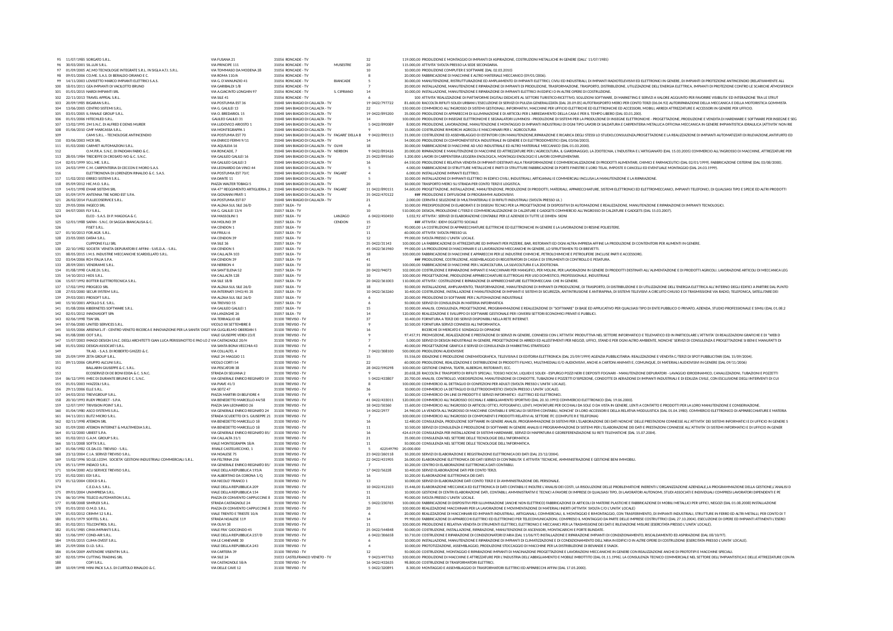| | | | | | | | | |
|---|---|---|---|---|---|---|---|---|
| 95 | 11/07/1985 | SORGATO S.R.L. | VIA FUSANA 21 | 31056 RONCADE - TV | | 32 | | 119.000,00 PRODUZIONE E MONTAGGIO DI IMPIANTI DI ASPIRAZIONE, COSTRUZIONI METALLICHE IN GENERE (DALL' 11/07/1985) |
| 96 | 30/03/2001 | SIL.LUX S.R.L. | VIA PRINCIPE 111 | 31056 RONCADE - TV | MUSESTRE | 20 | | 115.000,00 ATTIVITA' SVOLTA PRESSO LA SEDE SECONDARIA. |
| 97 | 01/09/2005 | AC.MO TECNOLOGIE INTEGRATE S.R.L. IN SIGLA A.T.I. S.R.L. | VIA TOMMASO DA MODENA 28 | 31056 RONCADE - TV | | 10 | | 10.000,00 PRODUZIONE COMPUTER E SOFTWARE (DAL 02.03.2010) |
| 98 | 09/01/2006 | CO.ME. S.A.S. DI BERALDO ORIANO E C. | VIA ROMA 110/A | 31056 RONCADE - TV | | 8 | | 20.000,00 FABBRICAZIONE DI MACCHINE E ALTRO MATERIALE MECCANICO (09/01/2006). |
| 99 | 14/11/2003 | LOVISETTO MARCO IMPIANTI ELETTRICI S.A.S. | VIA G. D'ANNUNZIO 41 | 31056 RONCADE - TV | BIANCADE | 5 | | 30.000,00 MANUTENZIONE, RISTRUTTURAZIONE ED AMPLIAMENTO DI IMPIANTI ELETTRICI, CIVILI ED INDUSTRIALI, DI IMPIANTI RADIOTELEVISIVI ED ELETTRONICI IN GENERE, DI IMPIANTI DI PROTEZIONE ANTINCENDIO (RELATIVAMENTE ALL |
| 100 | 18/01/2011 | GEA IMPIANTI DI VACILOTTO BRUNO | VIA GARIBALDI 1/B | 31056 RONCADE - TV | | 7 | | 20.000,00 INSTALLAZIONE, MANUTENZIONE E RIPARAZIONE DI IMPIANTI DI PRODUZIONE, TRASFORMAZIONE, TRASPORTO, DISTRIBUZIONE, UTILIZZAZIONE DELL'ENERGIA ELETTRICA, IMPIANTI DI PROTEZIONE CONTRO LE SCARICHE ATMOSFERICH |
| 101 | 01/01/2015 | NARDI IMPIANTI SRL | VIA A.GIACINTO LONGHIN 97 | 31056 RONCADE - TV | S. CIPRIANO | 14 | | 10.000,00 INSTALLAZIONE, MANUTENZIONE E RIPARAZIONE DI IMPIANTI ELETTRICI IN EDIFICI O IN ALTRE OPERE DI COSTRUZIONE. |
| 102 | 22/11/2013 | TRAVEL APPEAL S.R.L. | VIA SILE 41 | 31056 RONCADE - TV | | 6 | | 100 ATTIVITA' REALIZZAZIONE DI PIATTAFORME DIGITALI DEDICATE AL SETTORE TURISTICO-RICETTIVO, SOLUZIONI SOFTWARE, DI MARKETING E SERVIZI A VALORE AGGIUNTO PER FAVORIRE VISIBILITA' ED INTERAZIONE TRA LE STRUT |
| 103 | 20/09/1985 | BIGARAN S.R.L. | VIA POSTUMIA EST 36 | 31048 SAN BIAGIO DI CALLALTA - TV | | 19 | 0422/797722 | 81.600,00 RACCOLTA RIFIUTI SOLIDI URBANI L'ESECUZIONE DI SERVIZI DI PULIZIA GENERALIZZATA (DAL 20.09.85) AUTOTRASPORTO MERCI PER CONTO TERZI (06.04.92) AUTORIPARAZIONE DELLA MECCANICA E DELLA MOTORISTICA GOMMISTA |
| 104 | 13/06/2005 | CENTRO SISTEMI S.R.L. | VIA G. GALILEI 13 | 31048 SAN BIAGIO DI CALLALTA - TV | | 22 | | 150.000,00 COMMERCIO ALL'INGROSSO DI SISTEMI GESTIONALI, INFORMATIVI, MACCHINE PER UFFICIO ELETTRICHE ED ELETTRONICHE ED ACCESSORI, MOBILI, ARREDI ATTREZZATURE E ACCESSORI IN GENERE PER UFFICIO. |
| 105 | 03/01/2005 | IL FANALE GROUP S.R.L. | VIA O. BREDARIOL 15 | 31048 SAN BIAGIO DI CALLALTA - TV | | 19 | 0422/895200 | 35.000,00 PRODUZIONE DI APPARECCHI DI ILLUMINAZIONE E DI ARTICOLI PER L'ARREDAMENTO DELLA CASA E PER IL TEMPO LIBERO (DAL 03.01.200). |
| 106 | 01/01/2006 | HITECHLED S.R.L. | GALILEO GALILEI 31 | 31048 SAN BIAGIO DI CALLALTA - TV | | 14 | | 100.000,00 PRODUZIONE DI INSEGNE ELETTRONICHE E SEGNALATORI LUMINOSI - PRODUZIONE DI SISTEMI PER LA PRODUZIONE DI INSEGNE ELETTRONICHE - PROGETTAZIONE, PRODUZIONE E VENDITA DI HARDWARE E SOFTWARE PER INSEGNE E SEG |
| 107 | 13/02/1995 | 2M S.N.C. DI ALFREDI E DENIS MURER | VIA LUDOVICO ARIOSTO 1 | 31048 SAN BIAGIO DI CALLALTA - TV | | 5 | 0422/890089 | 8.000,00 PRODUZIONE, LAVORAZIONE, MANUTENZIONE E MONTAGGIO DI IMPIANTI INDUSTRIALI DI OGNI TIPO LAVORI DI SALDATURA E CARPENTERIA METALLICA OFFICINA MECCANICA IN GENERE IMPIANTISTICA IDRAULICA (ATTIVITA' NON RE |
| 108 | 01/06/2010 | GMF MARCASSA S.R.L. | VIA MONTEGRAPPA 1 | 31048 SAN BIAGIO DI CALLALTA - TV | | 9 | | 15.000,00 COSTRUZIONE RIMORCHI AGRICOLI E MACCHINARI PER L' AGRICOLTURA |
| 109 | | CAMI S.R.L. - TECNOLOGIE ANTINCENDIO | VIA POSTUMIA EST 70 | 31042 SAN BIAGIO DI CALLALTA - TV | FAGARE' DELLA B | 9 | 0422/890113 | 31.000,00 COSTRUZIONE ED ASSEMBLAGGIO DI ESTINTORI CON MANUTENZIONE,RIPARAZIONE E RICARICA DEGLI STESSI LO STUDIO,CONSULENZA,PROGETTAZIONE E LA REALIZZAZIONE DI IMPIANTI AUTOMATIZZATI DI RILEVAZIONE,ANTIFURTO ED |
| 110 | 03/06/2003 | MCR SRL | VIA ENRICO FERMI 9/11 | 31048 SAN BIAGIO DI CALLALTA - TV | | 14 | | 54.000,00 PRODUZIONE DI COMPONENTISTICA INDUSTRIALE IN GENERE E DI ELETTRODOMESTICI (DAL 03/06/2003). |
| 111 | 01/03/2000 | CARMET AUTOMAZIONI S.R.L. | VIA AQUILEIA 16 | 31048 SAN BIAGIO DI CALLALTA - TV | OLMI | 18 | | 30.000,00 FABBRICAZIONE DI MACCHINE AD USO INDUSTRIALE ED ALTRO MATERIALE MECCANICO (DAL 01.03.2000). |
| 112 | | O.M.P.R.A. S.N.C. DI PADOAN FABIO & C. | VIA RONCADE, 7 | 31048 SAN BIAGIO DI CALLALTA - TV | NERBON | 9 | 0422/892426 | 20.000,00 RIPARAZIONE E MANUTENZIONE DI MACCHINE ED ATTREZZATURE PER L'AGRICOLTURA, IL GIARDINAGGIO, LA ZOOTECNIA, L'INDUSTRIA E L'ARTIGIANATO (DAL 15.03.2005) COMMERCIO ALL'INGROSSO DI MACCHINE, ATTREZZATURE PER |
| 113 | 28/05/1984 | TRECIEFFE DI CROSATO IVO & C. S.N.C. | VIA GALILEO GALILEI 16 | 31048 SAN BIAGIO DI CALLALTA - TV | | 25 | 0422/895560 | 5.200.000 LAVORI DI CARPENTERIA LEGGERA ENOLOGICA, MONTAGGI ENOLOGICI E LAVORI COMPLEMENTARI. |
| 114 | 02/01/1999 | SO.L.ME. S.R.L. | VIA GALILEO GALILEI 3 | 31048 SAN BIAGIO DI CALLALTA - TV | | 16 | | 64.550,00 PRODUZIONE E RELATIVA VENDITA DI IMPIANTI DESTINATI ALLA TRASFORMAZIONE E COMMERCIALIZZAZIONE DI PRODOTTI ALIMENTARI, CHIMICI E FARMACEUTICI (DAL 02/01/1999). FABBRICAZIONE CISTERNE (DAL 03/08/2000). |
| 115 | 24/03/1999 | C.M. CARPENTERIA DI CECCON E MORO S.A.S. | VIA LEONARDO DA VINCI 44 | 31048 SAN BIAGIO DI CALLALTA - TV | | 5 | | 4.000,00 FABBRICAZIONE DI STRUTTURE METALLICHE E PARTI DI STRUTTURE FABBRICAZIONE DI PORTE FINESTRE E LORO TELAI, IMPOSTE E CANCELLI ED EVENTUALE MONTAGGIO (DAL 24.03.1999). |
| 116 | | ELETTRONOVA DI LORENZON RINALDO & C. S.A.S. | VIA POSTUMIA EST 70/C | 31048 SAN BIAGIO DI CALLALTA - TV | FAGARE' | 4 | | 6.000,00 INSTALLAZIONE IMPIANTI ELETTRICI. |
| 117 | 11/02/2010 | ERRECI SISTEMI S.R.L. | VIA DANTE 11 | 31048 SAN BIAGIO DI CALLALTA - TV | | 5 | | 10.000,00 INSTALLAZIONE DI IMPIANTI ELETTRICI IN EDIFICI CIVILI, INDUSTRIALI, ARTIGIANALI E COMMERCIALI INCLUSA LA MANUTENZIONE E LA RIPARAZIONE. |
| 118 | 05/09/2012 | HIC.MO. S.R.L. | PIAZZA WALTER TOBAGI 5 | 31048 SAN BIAGIO DI CALLALTA - TV | | 20 | | 10.000,00 TRASPORTO MERCI SU STRADA PER CONTO TERZI E LOGISTICA. |
| 119 | 14/01/1998 | EMAR SISTEMI SRL | VIA 47° REGGIMENTO ARTIGLIERIA, 2 | 31048 SAN BIAGIO DI CALLALTA - TV | FAGARE' | 11 | 0422/890151 | 54.600,00 PROGETTAZIONE, INSTALLAZIONE, MANUTENZIONE, PRODUZIONE DI PRODOTTI, MATERIALI, APPARECCHIATURE, SISTEMI ELETTRONICI ED ELETTROMECCANICI, IMPIANTI TELEFONICI, DI QUALSIASI TIPO E SPECIE ED ALTRI PRODOTTI |
| 120 | 01/09/1979 | ANTENNA TRE NORD EST S.P.A. | VIA GIOVANNI PRATI 1 | 31048 SAN BIAGIO DI CALLALTA - TV | | 35 | 0422/470122 | ### PRODUZIONE E DIFFUSIONE DI PROGRAMMI AUDIOVISIVI. |
| 121 | 26/02/2014 | FULLECOSERVICE S.R.L. | VIA POSTUMIA EST 87 | 31048 SAN BIAGIO DI CALLALTA - TV | | 21 | | 2.000,00 CERNITA E SELEZIONE DI MULTIMATERIALI E DI RIFIUTI INDUSTRIALI (SVOLTA PRESSO UL ) |
| 122 | 29/05/2006 | INGECO SRL | VIA ALZAIA SUL SILE 26/D | 31057 SILEA - TV | | 6 | | 10.000,00 PREDISPOSIZIONE DI ELABORATI E DI DISEGNI TECNICI PER LA PROGETTAZIONE DI DISPOSITIVI DI AUTOMAZIONE E REALIZZAZIONE, MANUTENZIONE E RIPARAZIONE DI IMPIANTI TECNOLOGICI. |
| 123 | 04/07/2005 | FLY S.R.L. | VIA G. GALILEI 13/4 | 31057 SILEA - TV | | 10 | | 510.000,00 DESIGN, PRODUZIONE C/TERZI E COMMERCIALIZZAZIONE DI CALZATURE E GADGETS COMMERCIO ALL'INGROSSO DI CALZATURE E GADGETS (DAL 15.03.2007). |
| 124 | | ELCO - S.A.S. DI P. MAGOGA & C. | VIA MASSOLINI 1 | 31057 SILEA - TV | LANZAGO | 6 | 0422/450450 | 1.032,92 ATTIVITA': SERVIZI DI ELABORAZIONE CONTABILE PER LE AZIENDE DI TUTTE LE DIMEN- SIONI |
| 125 | 12/01/1988 | SAFAN - S.N.C. DI SAGGIA BIANCALISA & C. | VIA MOLINO 39 | 31057 SILEA - TV | CENDON | 15 | | ### ATTIVITA': IDEM OGGETTO SOCIALE |
| 126 | | FISET S.R.L. | VIA CENDON 1 | 31057 SILEA - TV | | 27 | | 90.000,00 LA COSTRUZIONE DI APPARECCHIATURE ELETTRICHE ED ELETTRONICHE IN GENERE E LA LAVORAZIONE DI RESINE POLIESTERE. |
| 127 | 01/10/2013 | FOR.AGR. S.R.L. | VIA FRIULI 6 | 31057 SILEA - TV | | 11 | | 60.000,00 ATTIVITA' SVOLTA PRESSO UL |
| 128 | 23/05/2005 | DATA4 S.R.L. | VIA CENDON 39 | 31057 SILEA - TV | | 12 | | 99.000,00 SVOLTA PRESSO L'UNITA' LOCALE. |
| 129 | | CUPPONE F.LLI SRL | VIA SILE 36 | 31057 SILEA - TV | | 35 | 0422/31143 | 100.000,00 LA FABBRICAZIONE DI ATTREZZATURE ED IMPIANTI PER PIZZERIE, BAR, RISTORANTI ED OGNI ALTRA IMPRESA AFFINE LA PRODUZIONE DI CONTENITORI PER ALIMENTI IN GENERE. |
| 130 | 22/10/1982 | SOCIETA' VENETA DEPURATORI E AFFINI - S.VE.D.A. - S.R.L. | VIA CENDON 5 | 31057 SILEA - TV | | 45 | 0422/361960 | 99.000,00 LA PRODUZIONE DI MACCHINARI E LE LAVORAZIONI MECCANICHE IN GENERE, LO SFRUTTAMENTO DI BREVETTI. |
| 131 | 08/05/2015 | I.M.S. INDUSTRIE MECCANICHE SCARDELLATO S.R.L. | VIA CALLALTA 103 | 31057 SILEA - TV | | 18 | | 100.000,00 FABBRICAZIONE DI MACCHINE E APPARECCHI PER LE INDUSTRIE CHIMICHE, PETROLCHIMICHE E PETROLIFERE (INCLUSE PARTI E ACCESSORI). |
| 132 | 03/04/2006 | RCH ITALIA S.P.A. | VIA CENDON 39 | 31057 SILEA - TV | | 41 | | ### PRODUZIONE, COSTRUZIONE, ASSEMBLAGGIO DI REGISTRATORI DI CASSA E DI STRUMENTI DI CONTROLLO E PESATURA. |
| 133 | 28/09/2001 | VENDRAME S.R.L. | VIA NERBON 4 | 31057 SILEA - TV | | 10 | | 100.000,00 FABBRICAZIONE DI MACCHINE PER L'AGRICOLTURA, LA SILVICOLTURA E LA ZOOTECNIA. |
| 134 | 01/08/1998 | CA.RE.DI. S.R.L. | VIA SANT'ELENA 52 | 31057 SILEA - TV | | 20 | 0422/94073 | 102.000,00 COSTRUZIONE E RIPARAZIONE IMPIANTI E MACCHINARI PER MANGIFICI, PER MOLINI, PER LAVORAZIONI IN GENERE DI PRODOTTI DESTINATI ALL'ALIMENTAZIONE E DI PRODOTTI AGRICOLI. LAVORAZIONE ARTICOLI DI MECCANICA LEG |
| 135 | 14/10/2013 | HIOS S.R.L. | VIA CALLALTA 128 | 31057 SILEA - TV | | 10 | | 100.000,00 PROGETTAZIONE, PRODUZIONE APPARECCHIATURE ELETTROGAS PER USO DOMESTICO, PROFESSIONALE, INDUSTRIALE |
| 136 | 15/07/1992 | BOTTER ELETTROTECNICA S.R.L. | VIA SILE 18/B | 31057 SILEA - TV | | 20 | 0422/361003 | 110.000,00 ATTIVITA': COSTRUZIONE E RIPARAZIONE DI APPARECCHIATURE ELETTROMECCANI- CHE IN GENERE. |
| 137 | 17/02/1992 | PROGECO SRL | VIA ALZAIA SUL SILE 26/D | 31057 SILEA - TV | | 18 | | 50.000,00 INSTALLAZIONE, AMPLIAMENTO, TRASFORMAZIONE, MANUTENZIONE DI IMPIANTI DI PRODUZIONE, DI TRASPORTO, DI DISTRIBUZIONE E DI UTILIZZAZIONE DELL'ENERGIA ELETTRICA ALL'INTERNO DEGLI EDIFICI A PARTIRE DAL PUNTO |
| 138 | 27/03/2000 | SECUR SYSTEM S.R.L. | VIA INTERNATI 1943/45 35 | 31057 SILEA - TV | | 10 | 0422/363260 | 10.400,00 COSTRUZIONE, INSTALLAZIONE E MANUTENZIONE DI IMPIANTI E SISTEMI DI SICUREZZA, ANTINTRUSIONE E ANTIRAPINA, DI SISTEMI TELEVISIVI A CIRCUITO CHIUSO E DI TRASMISSIONE VIA RADIO, TELEFONICA, SATELLITARE DEI |
| 139 | 29/03/2001 | PROSOFT S.R.L. | VIA ALZAIA SUL SILE 26/D | 31057 SILEA - TV | | 6 | | 20.000,00 PRODUZIONE DI SOFTWARE PER L'AUTOMAZIONE INDUSTRIALE |
| 140 | 15/10/2001 | APOLLO S.E. S.R.L. | VIA TREVISO 55 | 31057 SILEA - TV | | 6 | | 50.000,00 SERVIZI DI CONSULENZA IN MATERIA INFORMATICA |
| 141 | 01/08/2006 | KIBERNETES SOFTWARE S.R.L. | VIA GALILEO GALILEI 1 | 31057 SILEA - TV | | 15 | | 10.000,00 ANALISI, CONSULENZA, PROGETTAZIONE, PROGRAMMAZIONE E REALIZZAZIONE DI "SOFTWARE" DI BASE ED APPLICATIVO PER QUALSIASI TIPO DI ENTE PUBBLICO O PRIVATO, AZIENDA, STUDIO PROFESSIONALE E SIMILI (DAL 01.08.2 |
| 142 | 02/01/2012 | INNOVASOFT SPA | VIA LANZAGHE 26 | 31057 SILEA - TV | | 14 | | 120.000,00 REALIZZAZIONE E SVILUPPO DI SOFTWARE GESTIONALE PER I DIVERSI SETTORI ECONOMICI PRIVATI E PUBBLICI. |
| 143 | 02/06/1998 | TSW SRL | VIA TERRAGLIO 68 | 31100 TREVISO - TV | | 37 | | 10.400,00 FORNITURA A TERZI DEI SERVIZI DISPONIBILI NELLA RETE INTERNET. |
| 144 | 07/06/2000 | UNITED SERVICES S.R.L. | VICOLO XX SETTEMBRE 8 | 31100 TREVISO - TV | | 9 | | 10.500,00 FORNITURA SERVIZI CONNESSI ALL'INFORMATICA. |
| 145 | 10/05/2006 | ARSENAL.IT - CENTRO VENETO RICERCA E INNOVAZIONE PER LA SANITA' DIGIT | VIA GUGLIELMO OBERDAN 5 | 31100 TREVISO - TV | | 16 | | RICERCHE DI MERCATO E SONDAGGI DI OPINIONE |
| 146 | 01/08/2000 | OOT S.R.L. | VIALE GIUSEPPE VERDI 23/E | 31100 TREVISO - TV | | 9 | | 97.457,91 PROMOZIONE, REALIZZAZIONE E PRESTAZIONE DI SERVIZI IN GENERE, CONNESSI CON L'ATTIVITA' PRODUTTIVA NEL SETTORE INFORMATICO E TELEMATICO ED IN PARTICOLARE L'ATTIVITA' DI REALIZZAZIONI GRAFICHE E DI "WEB D |
| 147 | 15/07/2003 | IMAGO DESIGN S.N.C. DEGLI ARCHITETTI GIAN LUCA PERISSINOTTO E PAD LO Z | VIA CASTAGNOLE 20/H | 31100 TREVISO - TV | | 7 | | 5.000,00 SERVIZI DI DESIGN INDUSTRIALE IN GENERE, PROGETTAZIONE DI ARREDI ED ALLESTIMENTI PER NEGOZI, UFFICI, STAND E PER OGNI ALTRO AMBIENTE, NONCHE' SERVIZI DI CONSULENZA E PROGETTAZIONE SI BENI E MANUFATTI DI |
| 148 | 01/01/2002 | DESIGN ASSOCIATI S.R.L. | VIA SANTA BONA VECCHIA 43 | 31100 TREVISO - TV | | 4 | | 40.000,00 PROGETTAZIONE GRAFICA E SERVIZI DI CONSULENZA DI MARKETING STRATEGICO |
| 149 | | TR.AD. - S.A.S. DI ROBERTO GHIZZO & C. | VIA COLLALTO, 4 | 31100 TREVISO - TV | | 7 | 0422/308100 | 500.000,00 PRODUZIONI AUDIOVISIVE |
| 150 | 25/09/1999 | ZETA GROUP S.R.L. | VIALE 24 MAGGIO 11 | 31100 TREVISO - TV | | 15 | | 55.556,00 IDEAZIONE E PRODUZIONE CINEMATOGRAFICA, TELEVISIVA E DI EDITORIA ELETTRONICA (DAL 25/09/1999) AGENZIA PUBBLICITARIA: REALIZZAZIONE E VENDITA C/TERZI DI SPOT PUBBLICITARI (DAL 15/09/2004). |
| 151 | 09/11/2006 | GRUPPO ALCUNI S.R.L. | VICOLO CORTI 54 | 31100 TREVISO - TV | | 22 | | 60.000,00 PRODUZIONE, REALIZZAZIONE E DISTRIBUZIONE DI PRODOTTI FILMICI, MULTIMEDIALI E/O AUDIOVISIVI, ANCHE A CARTONI ANIMATI E, COMUNQUE, DI MATERIALI AUDIOVISIVI IN GENERE (DAL 09/11/2006) |
| 152 | | BALLARIN GIUSEPPE & C. S.R.L. | VIA PESCATORI 38 | 31100 TREVISO - TV | | 28 | 0422/590298 | 100.000,00 GESTIONE CINEMA, TEATRI, ALBERGHI, RISTORANTI, ECC. |
| 153 | | ECOSERVIZI DI DE BONI EDDA & C. S.N.C. | STRADA DI SELVANA 2 | 31100 TREVISO - TV | | 9 | | 20.658,28 RACCOLTA E TRASPORTO DI RIFIUTI SPECIALI, TOSSICI NOCIVI, LIQUIDI E SOLIDI - ESPURGO POZZI NERI E DEPOSITI FOGNARI - MANUTENZIONE DEPURATORI - LAVAGGIO IDRODINAMICO, CANALIZZAZIONI, TUBAZIONI E POZZETTI |
| 154 | 06/12/1995 | IMEC DI DURANTE BRUNO E C. S.N.C. | VIA GENERALE ENRICO REGINATO 59 | 31100 TREVISO - TV | | 5 | 0422/433807 | 20.700,00 ANALISI, CONTROLLO, VIDEOISPEZIONI, MANUTENZIONE DI CONDOTTE, TUBAZIONI E POZZETTI D'ISPEZIONE, CONDOTTE DI AERAZIONE DI IMPIANTI INDUSTRIALI E DI EDILIZIA CIVILE, CON ESCLUSIONE DEGLI INTERVENTI DI CUI |
| 155 | 01/01/2003 | MAZZOLI S.R.L. | VIA PIAVE 41/3 | 31100 TREVISO - TV | | 8 | | 100.000,00 COMMERCIO AL DETTAGLIO DI CONFEZIONI PER ADULTI (SVOLTA PRESSO L'UNITA' LOCALE). |
| 156 | 29/11/2006 | ELLE S.R.L. | VIA SEITZ 47 | 31100 TREVISO - TV | | 16 | | 10.000,00 COMMERCIO AL DETTAGLIO DI ELETTRODOMESTICI (SVOLTA PRESSO L'UNITA' LOCALE). |
| 157 | 04/03/2010 | TREVIGROUP S.R.L. | PIAZZA MARTIRI DI BELFIORE 4 | 31100 TREVISO - TV | | 9 | | 10.000,00 COMMERCIO ON LINE DI PRODOTTI E SERVIZI INFORMATICI - ELETTRICI ED ELETTRONICI. |
| 158 | 20/10/1993 | RUDY PROJECT - S.P.A. | VIA BENEDETTO MARCELLO 44/58 | 31100 TREVISO - TV | | 41 | 0422/433011 | 120.000,00 COMMERCIO ALL'INGROSSO OCCHIALI E ABBIGLIAMENTO SPORTIVO (DAL 20.10.1993) COMMERCIO ELETTRONICO (DAL 19.06.2000). |
| 159 | 12/07/1997 | TRIVISION POINT S.R.L. | PIAZZA SAN LEONARDO 26 | 31100 TREVISO - TV | | 18 | 0422/50360 | 15.600,00 COMMERCIO ALL'INGROSSO DI ARTICOLI OTTICI, FOTOGRAFICI, LENTI, MONTATURE PER OCCHIALI DA SOLE O DA VISTA IN GENERE, LENTI A CONTATTO E PRODOTTI PER LA LORO MANUTENZIONE E CONSERVAZIONE. |
| 160 | 01/04/1980 | ASCO SYSTEMS S.R.L. | VIA GENERALE ENRICO REGINATO 24 | 31100 TREVISO - TV | | 14 | 0422/2977 | 24.960,00 LA VENDITA ALL'INGROSSO DI MACCHINE CONTABILI E SPECIALI DI SISTEMI CONTABILI, NONCHE' DI LORO ACCESSORI E DELLA RELATIVA MODULISTICA (DAL 01.04.1980). COMMERCIO ELETTRONICO DI APPARECCHIATURE E MATERIA |
| 161 | 04/11/2011 | BLITZ MICRO S.R.L. | STRADA SCUDETTO DI S. GIUSEPPE 21 | 31100 TREVISO - TV | | 7 | | 100.000,00 COMMERCIO ALL'INGROSSO DI COMPONENTI E PRODOTTI RELATIVI AL SETTORE ITC (COMPUTER E TELEFONIA) |
| 162 | 02/11/1998 | ATERON SRL | VIA BENEDETTO MARCELLO 18 | 31100 TREVISO - TV | | 16 | | 12.480,00 CONSULENZA, PRODUZIONE SOFTWARE IN GENERE ANALISI, PROGRAMMAZIONE DI SISTEMI PER L'ELABORAZIONE DEI DATI NONCHE' DELLE PRESTAZIONI CONNESSE ALL'ATTIVITA' DEI SISTEMI INFORMATICI E DI UFFICIO IN GENERE S |
| 163 | 01/09/2000 | ATERON INTERNET & MULTIMEDIA S.R.L. | VIA BENEDETTO MARCELLO 18 | 31100 TREVISO - TV | | 11 | | 10.500,00 SERVIZI DI CONSULENZA E PRODUZIONE DI SOFTWARE IN GENERE ANALISI E PROGRAMMAZIONE DI SISTEMI PER L'ELABORAZIONE DEI DATI E PRESTAZIONI CONNESSE ALL'ATTIVITA' DI SISTEMI INFORMATICI E DI UFFICIO IN GENER |
| 164 | 01/12/2000 | UBIEST S.P.A. | VIA GENERALE ENRICO REGINATO 85/ | 31100 TREVISO - TV | | 16 | | 424.619,00 CONSULENZA PER INSTALLAZIONE DI SISTEMI HARDWARE, SERVIZI DI MAPPATURA E GEOREFERENZIAZIONE SU RETI TELEMATICHE (DAL 15.07.2004). |
| 165 | 01/02/2013 | G.A.M. GROUP S.R.L. | VIA CALLALTA 31/1 | 31100 TREVISO - TV | | 21 | | 35.000,00 CONSULENZA NEL SETTORE DELLE TECNOLOGIE DELL'INFORMATICA |
| 166 | 10/11/2008 | SOFTX S.R.L. | VIALE MONTEGRAPPA 18/A | 31100 TREVISO - TV | | 11 | | 50.000,00 CONSULENZA NEL SETTORE DELLE TECNOLOGIE DELL'INFORMATICA. |
| 167 | 01/06/1982 | CE.DA.CO. TREVISO - S.R.L. | RIVALE CASTELVECCHIO, 1 | 31100 TREVISO - TV | | 5 | 422549790 | 20.000.000 |
| 168 | 23/12/2004 | C.I.A. SERVIZI TREVISO S.R.L. | VIA NOALESE 75 | 31100 TREVISO - TV | | 23 | 0422/260118 | 10.200,00 SERVIZI DI ELABORAZIONE E REGISTRAZIONE ELETTRONICA DEI DATI (DAL 23/12/2004). |
| 169 | 15/02/1996 | SO.GE.I.COM. SOCIETA' GESTIONI INDUSTRIALI COMMERCIALI S.R.L. | VIA FELTRINA 256 | 31100 TREVISO - TV | | 22 | 0422/431905 | 26.000,00 ELABORAZIONE ELETTRONICA DEI DATI SERVIZI DI CONTABILITA' E ATTIVITA' TECNICHE, AMMINISTRAZIONE E GESTIONE BENI IMMOBILI. |
| 170 | 05/11/1999 | INDACO S.R.L. | VIA GENERALE ENRICO REGINATO 85/ | 31100 TREVISO - TV | | 7 | | 10.200,00 CENTRO DI ELABORAZIONE ELETTRONICA DATI CONTABILI. |
| 171 | 10/04/2000 | ACLI SERVICE TREVISO S.R.L. | VIALE DELLA REPUBBLICA 193/A | 31100 TREVISO - TV | | 17 | 0422/56228 | 10.400,00 SERVIZI ELABORAZIONE DATI PER CONTO TERZI. |
| 172 | 01/02/2001 | EDI S.R.L. | VIA ALBERTINO DA CORONA 1/Q | 31100 TREVISO - TV | | 16 | | 10.200,00 ELABORAZIONE ELETTRONICA DEI DATI. |
| 173 | 05/12/2006 | CEDCD S.R.L. | VIA NICOLO' FRANCO 1 | 31100 TREVISO - TV | | 13 | | 10.000,00 SERVIZI DI ELABORAZIONE DATI CONTO TERZI E DI AMMINISTRAZIONE DEL PERSONALE. |
| 174 | | C.E.D.A.S. S.R.L. | VIALE DELLA REPUBBLICA 209 | 31100 TREVISO - TV | | 10 | 0422/412103 | 15.446,00 ELABORAZIONE MECCANICA ED ELETTRONICA DI DATI CONTABILI E INOLTRE L'ANALISI DEI COSTI, LA RISOLUZIONE DELLE PROBLEMATICHE INERENTI L'ORGANIZZAZIONE AZIENDALE,LA PROGRAMMAZIONE DELLA GESTIONE,L'ANALISI D |
| 175 | 09/01/2004 | UNIMPRESA S.R.L. | VIALE DELLA REPUBBLICA 154 | 31100 TREVISO - TV | | 11 | | 10.000,00 GESTIONE DI CENTRI ELABORAZIONE DATI, CONTABILI, AMMINISTRATIVI E TECNICI A FAVORE DI IMPRESE DI QUALSIASI TIPO, DI LAVORATORI AUTONOMI, STUDI ASSOCIATI E INDIVIDUALI COMPRESI LAVORATORI DIPENDENTI E PE |
| 176 | 06/10/1996 | TELECO AUTOMATION S.R.L. | PIAZZA EX CONVENTO CAPPUCCINE 8 | 31100 TREVISO - TV | | 31 | | 90.000,00 SVOLTA PRESSO L'UNITA' LOCALE. |
| 177 | 01/08/2008 | SIMPLEX S.R.L. | STRADA CASTAGNOLE 24 | 31100 TREVISO - TV | | 5 | 0422/230765 | 100.000,00 FABBRICAZIONE DI DISPOSITIVI PER ILLUMINAZIONE (ANCHE NON ELETTRICI) FABBRICAZIONE DI ARTICOLI DI MATERIE PLASTICHE E FABBRICAZIONE DI MOBILI METALLICI PER UFFICI, NEGOZI (DAL 01.08.2008) INSTALLAZIONE |
| 178 | 01/01/2010 | O.M.D. S.R.L. | PIAZZA EX CONVENTO CAPPUCCINE 8 | 31100 TREVISO - TV | | 20 | | 100.000,00 REALIZZAZIONE MACCHINARI PER LA LAVORAZIONE E MOVIMENTAZIONE DI MATERIALI INERTI (ATTIVITA' SVOLTA C/O L'UNITA' LOCALE) |
| 179 | 01/03/2012 | CRIMM 12 S.R.L. | VIALE TRENTO E TRIESTE 10/A | 31100 TREVISO - TV | | 6 | | 20.000,00 REALIZZAZIONE DI MACCHINARI ED IMPIANTI INDUSTRIALI, ARTIGIANALI, COMMERCIALI, IL MONTAGGIO E RIMONTAGGIO, CON TRASFERIMENTO, DI IMPIANTI INDUSTRIALI, STRUTTURE IN FERRO ED ALTRI METALLI, PER CONTO DI T |
| 180 | 01/01/1979 | SOFITEL S.R.L. | STRADA NOALESE 119 | 31100 TREVISO - TV | | 14 | | 99.900,00 FABBRICAZIONE DI APPARECCHI ELETTRICI ED ELETTRONICI PER TELECOMUNICAZIONI, COMPRESO IL MONTAGGIO DA PARTE DELLE IMPRESE COSTRUTTRICI (DAL 27.10.2004). ESECUZIONE DI OPERE ED IMPIANTI ATTINENTI L'ESERCI |
| 181 | 01/02/2011 | TELCONTROL S.R.L. | VIA OLIVI 38 | 31100 TREVISO - TV | | 11 | | 100.000,00 PRODUZIONE E RELATIVA VENDITA DI STRUMENTI ELETTRICI, ELETTRONICI E MECCANICI PER LA TRASMISSIONE DEI DATI E RILEVAZIONE MISURE (ESERCITATA PRESSO L'UNITA' LOCALE). |
| 182 | 01/01/1985 | CIMA IMPIANTI S.R.L. | VIALE FRA' GIOCONDO 45 | 31100 TREVISO - TV | | 25 | 0422/544848 | 50.000,00 COSTRUZIONE, INSTALLAZIONE, RIPARAZIONE, MANUTENZIONE DI ASCENSORI, MONTACARICHI E PORTE BLINDATE. |
| 183 | 11/06/1997 | COND-AIR S.R.L. | VIALE DELLA REPUBBLICA 237/D | 31100 TREVISO - TV | | 6 | 0422/306658 | 10.710,00 COSTRUZIONE E RIPARAZIONE DI CONDIZIONATORI D'ARIA (DAL 11/06/97) INSTALLAZIONE E RIPARAZIONE IMPIANTI DI CONDIZIONAMENTO, RISCALDAMENTO ED ASPIRAZIONE (DAL 08/10/97). |
| 184 | 19/05/2015 | CLIMA OVEST S.R.L. | VIA LE CANEVARE 30 | 31100 TREVISO - TV | | 6 | | 10.000,00 INSTALLAZIONE, MANUTENZIONE E RIPARAZIONE DI IMPIANTI DI CLIMATIZZAZIONE E DI CONDIZIONAMENTO DELL'ARIA IN EDIFICI O IN ALTRE OPERE DI COSTRUZIONE (ESERCITATA PRESSO L'UNITA' LOCALE). |
| 185 | 21/09/2006 | D.I.D. S.R.L. | VIALE DELLA REPUBBLICA 243 | 31100 TREVISO - TV | | 16 | | 10.000,00 PROTOTIZZAZIONE, ASSEMBLAGGIO, PRODUZIONE STOCCAGGIO DI MACCHINE PER LA DISTRIBUZIONE DI BEVANDE E SNACK. |
| 186 | 01/04/2009 | ANTENORE VISENTIN S.R.L. | VIA CARTERA 39 | 31100 TREVISO - TV | | 12 | | 50.000,00 COSTRUZIONE, MONTAGGIO E RIPARAZIONE IMPIANTI DI MACINAZIONE PROGETTAZIONE E LAVORAZIONI MECCANICHE IN GENERE CON REALIZZAZIONE ANCHE DI PROTOTIPI E MACCHINE SPECIALI. |
| 187 | 02/05/1994 | CUTTING TRADING SRL | VIA SILE 24 | 31033 CASTELFRANCO VENETO - TV | | 9 | 0423/497763 | 100.000,00 PRODUZIONE DI MACCHINE E ATTREZZATURE PER L'INDUSTRIA DELL'ABBIGLIAMENTO E MOBILE IMBOTTITO (DAL 01.11.1996). LA CONSULENZA TECNICO COMMERCIALE NEL SETTORE DELL'IMPIANTISTICA E DELLE ATTREZZATURE CON PA |
| 188 | | COFI S.R.L. | VIA CASTAGNOLE 58/A | 31100 TREVISO - TV | | 16 | 0422/432635 | 98.800,00 COSTRUZIONE DI TRASFORMATORI ELETTRICI. |
| 189 | 10/09/1998 | MINI PACK S.A.S. DI CURTOLO RINALDO & C. | VIA DELLE CAVE 12 | 31100 TREVISO - TV | | 5 | 0422/320891 | 8.300,00 MONTAGGIO E ASSEMBLAGGIO DI TRASFORMATORI ELETTRICI ED APPARECCHI AFFINI (DAL 17.05.2000). |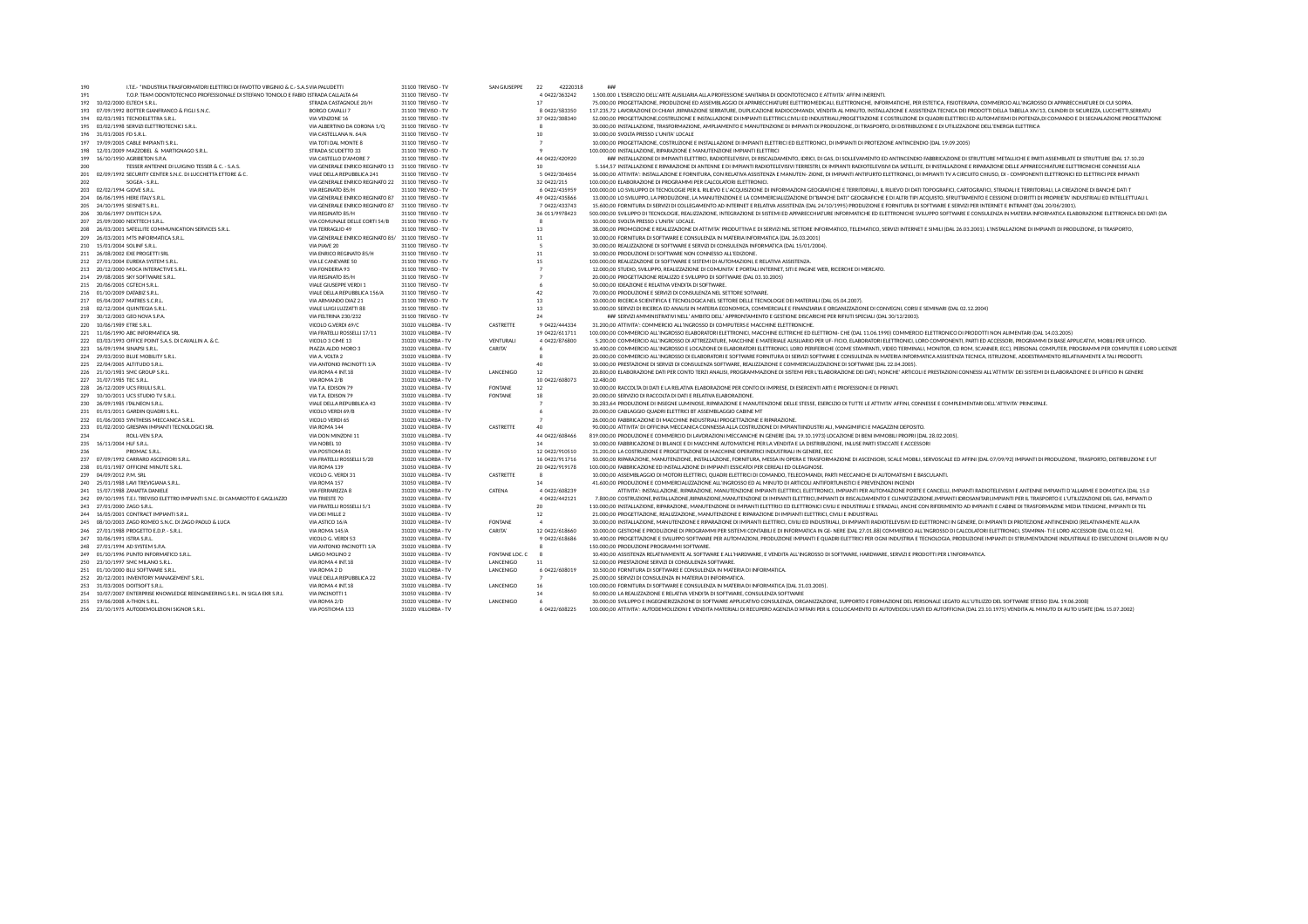| | | | | | | | | |
|---|---|---|---|---|---|---|---|---|
| 190 | | I.T.E.- "INDUSTRIA TRASFORMATORI ELETTRICI DI FAVOTTO VIRGINIO & C.- S.A.S VIA PALUDETTI | | 31100 TREVISO - TV | SAN GIUSEPPE | 22 42220318 | ### | |
| 191 | | T.O.P. TEAM ODONTOTECNICO PROFESSIONALE DI STEFANO TONIOLO E FABIO ISTRADA CALLALTA 64 | | 31100 TREVISO - TV | | 4 0422/363242 | 1.500,000 | L'ESERCIZIO DELL'ARTE AUSILIARIA ALLA PROFESSIONE SANITARIA DI ODONTOTECNICO E ATTIVITA' AFFINI INERENTI. |
| 192 | 10/02/2000 | ELTECH S.R.L. | STRADA CASTAGNOLE 20/H | 31100 TREVISO - TV | | 17 | 75.000,00 | PROGETTAZIONE, PRODUZIONE ED ASSEMBLAGGIO DI APPARECCHIATURE ELETTROMEDICALI, ELETTRONICHE, INFORMATICHE, PER ESTETICA, FISIOTERAPIA, COMMERCIO ALL'INGROSSO DI APPARECCHIATURE DI CUI SOPRA. |
| 193 | 07/09/1992 | BOTTER GIANFRANCO & FIGLI S.N.C. | BORGO CAVALLI 7 | 31100 TREVISO - TV | | 8 0422/583350 | 117.235,72 | LAVORAZIONE DI CHIAVI ,RIPARAZIONE SERRATURE, DUPLICAZIONE RADIOCOMANDI, VENDITA AL MINUTO, INSTALLAZIONE E ASSISTENZA TECNICA DEI PRODOTTI DELLA TABELLA XIV/13, CILINDRI DI SICUREZZA, LUCCHETTI,SERRATU |
| 194 | 02/03/1981 | TECNOELETTRA S.R.L. | VIA VENZONE 16 | 31100 TREVISO - TV | | 37 0422/308340 | 52.000,00 | PROGETTAZIONE,COSTRUZIONE E INSTALLAZIONE DI IMPIANTI ELETTRICI,CIVILI ED INDUSTRIALI,PROGETTAZIONE E COSTRUZIONE DI QUADRI ELETTRICI ED AUTOMATISMI DI POTENZA,DI COMANDO E DI SEGNALAZIONE PROGETTAZIONE |
| 195 | 03/02/1998 | SERVIZI ELETTROTECNICI S.R.L. | VIA ALBERTINO DA CORONA 1/Q | 31100 TREVISO - TV | | 8 | 30.000,00 | INSTALLAZIONE, TRASFORMAZIONE, AMPLIAMENTO E MANUTENZIONE DI IMPIANTI DI PRODUZIONE, DI TRASPORTO, DI DISTRIBUZIONE E DI UTILIZZAZIONE DELL'ENERGIA ELETTRICA |
| 196 | 31/01/2005 | FD S.R.L. | VIA CASTELLANA N. 64/A | 31100 TREVISO - TV | | 10 | 10.000,00 | SVOLTA PRESSO L'UNITA' LOCALE |
| 197 | 19/09/2005 | CABLE IMPIANTI S.R.L. | VIA TOTI DAL MONTE 8 | 31100 TREVISO - TV | | 7 | 10.000,00 | PROGETTAZIONE, COSTRUZIONE E INSTALLAZIONE DI IMPIANTI ELETTRICI ED ELETTRONICI, DI IMPIANTI DI PROTEZIONE ANTINCENDIO (DAL 19.09.2005) |
| 198 | 12/01/2009 | MAZZOBEL & MARTIGNAGO S.R.L. | STRADA SCUDETTO 33 | 31100 TREVISO - TV | | 9 | 100.000,00 | INSTALLAZIONE, RIPARAZIONE E MANUTENZIONE IMPIANTI ELETTRICI |
| 199 | 16/10/1950 | AGRIBETON S.P.A. | VIA CASTELLO D'AMORE 7 | 31100 TREVISO - TV | | 44 0422/420920 | ### | INSTALLAZIONE DI IMPIANTI ELETTRICI, RADIOTELEVISIVI, DI RISCALDAMENTO, IDRICI, DI GAS, DI SOLLEVAMENTO ED ANTINCENDIO FABBRICAZIONE DI STRUTTURE METALLICHE E PARTI ASSEMBLATE DI STRUTTURE (DAL 17.10.20 |
| 200 | | TESSER ANTENNE DI LUIGINO TESSER & C. - S.A.S. | VIA GENERALE ENRICO REGINATO 13 | 31100 TREVISO - TV | | 10 | 5.164,57 | INSTALLAZIONE E RIPARAZIONE DI ANTENNE E DI IMPIANTI RADIOTELEVISIVI TERRESTRI, DI IMPIANTI RADIOTELEVISIVI DA SATELLITE, DI INSTALLAZIONE E RIPARAZIONE DELLE APPARECCHIATURE ELETTRONICHE CONNESSE ALLA |
| 201 | 02/09/1992 | SECURITY CENTER S.N.C. DI LUCCHETTA ETTORE & C. | VIALE DELLA REPUBBLICA 241 | 31100 TREVISO - TV | | 5 0422/304654 | 16.000,00 | ATTIVITA': INSTALLAZIONE E FORNITURA, CON RELATIVA ASSISTENZA E MANUTEN- ZIONE, DI IMPIANTI ANTIFURTO ELETTRONICI, DI IMPIANTI TV A CIRCUITO CHIUSO, DI - COMPONENTI ELETTRONICI ED ELETTRICI PER IMPIANTI |
| 202 | | SOGEA - S.R.L. | VIA GENERALE ENRICO REGINATO 22 | 31100 TREVISO - TV | | 32 0422/215 | 100.000,00 | ELABORAZIONE DI PROGRAMMI PER CALCOLATORI ELETTRONICI. |
| 203 | 02/02/1994 | GIOVE S.R.L. | VIA REGINATO 85/H | 31100 TREVISO - TV | | 6 0422/435959 | 100.000,00 | LO SVILUPPO DI TECNOLOGIE PER IL RILIEVO E L'ACQUISIZIONE DI INFORMAZIONI GEOGRAFICHE E TERRITORIALI, IL RILIEVO DI DATI TOPOGRAFICI, CARTOGRAFICI, STRADALI E TERRITORIALI, LA CREAZIONE DI BANCHE DATI T |
| 204 | 06/06/1995 | HERE ITALY S.R.L. | VIA GENERALE ENRICO REGINATO 87 | 31100 TREVISO - TV | | 49 0422/435866 | 13.000,00 | LO SVILUPPO, LA PRODUZIONE, LA MANUTENZIONE E LA COMMERCIALIZZAZIONE DI"BANCHE DATI" GEOGRAFICHE E DI ALTRI TIPI ACQUISTO, SFRUTTAMENTO E CESSIONE DI DIRITTI DI PROPRIETA' INDUSTRIALI ED INTELLETTUALI L |
| 205 | 24/10/1995 | SEISNET S.R.L. | VIA GENERALE ENRICO REGINATO 87 | 31100 TREVISO - TV | | 7 0422/433743 | 15.600,00 | FORNITURA DI SERVIZI DI COLLEGAMENTO AD INTERNET E RELATIVA ASSISTENZA (DAL 24/10/1995) PRODUZIONE E FORNITURA DI SOFTWARE E SERVIZI PER INTERNET E INTRANET (DAL 20/06/2001). |
| 206 | 30/06/1997 | DIVITECH S.P.A. | VIA REGINATO 85/H | 31100 TREVISO - TV | | 36 011/9978423 | 500.000,00 | SVILUPPO DI TECNOLOGIE, REALIZZAZIONE, INTEGRAZIONE DI SISTEMI ED APPARECCHIATURE INFORMATICHE ED ELETTRONICHE SVILUPPO SOFTWARE E CONSULENZA IN MATERIA INFORMATICA ELABORAZIONE ELETTRONICA DEI DATI (DA |
| 207 | 25/09/2000 | NEXTTECH S.R.L. | VIA COMUNALE DELLE CORTI 54/B | 31100 TREVISO - TV | | 8 | 10.000,00 | SVOLTA PRESSO L'UNITA' LOCALE. |
| 208 | 26/03/2001 | SATELLITE COMMUNICATION SERVICES S.R.L. | VIA TERRAGLIO 49 | 31100 TREVISO - TV | | 13 | 38.000,00 | PROMOZIONE E REALIZZAZIONE DI ATTIVITA' PRODUTTIVA E DI SERVIZI NEL SETTORE INFORMATICO, TELEMATICO, SERVIZI INTERNET E SIMILI (DAL 26.03.2001). L'INSTALLAZIONE DI IMPIANTI DI PRODUZIONE, DI TRASPORTO, |
| 209 | 26/03/2001 | MTS INFORMATICA S.R.L. | VIA GENERALE ENRICO REGINATO 85/ | 31100 TREVISO - TV | | 11 | 10.000,00 | FORNITURA DI SOFTWARE E CONSULENZA IN MATERIA INFORMATICA (DAL 26.03.2001) |
| 210 | 15/01/2004 | SOLINF S.R.L. | VIA PIAVE 20 | 31100 TREVISO - TV | | 5 | 30.000,00 | REALIZZAZIONE DI SOFTWARE E SERVIZI DI CONSULENZA INFORMATICA (DAL 15/01/2004). |
| 211 | 26/08/2002 | EXE PROGETTI SRL | VIA ENRICO REGINATO 85/H | 31100 TREVISO - TV | | 11 | 10.000,00 | PRODUZIONE DI SOFTWARE NON CONNESSO ALL'EDIZIONE. |
| 212 | 27/01/2004 | EUREKA SYSTEM S.R.L. | VIA LE CANEVARE 50 | 31100 TREVISO - TV | | 15 | 100.000,00 | REALIZZAZIONE DI SOFTWARE E SISTEMI DI AUTOMAZIONI, E RELATIVA ASSISTENZA. |
| 213 | 20/12/2000 | MOCA INTERACTIVE S.R.L. | VIA FONDERIA 93 | 31100 TREVISO - TV | | 7 | 12.000,00 | STUDIO, SVILUPPO, REALIZZAZIONE DI COMUNITA' E PORTALI INTERNET, SITI E PAGINE WEB, RICERCHE DI MERCATO. |
| 214 | 29/08/2005 | SKY SOFTWARE S.R.L. | VIA REGINATO 85/H | 31100 TREVISO - TV | | 7 | 20.000,00 | PROGETTAZIONE REALIZZO E SVILUPPO DI SOFTWARE (DAL 03.10.2005) |
| 215 | 20/06/2005 | CGTECH S.R.L. | VIALE GIUSEPPE VERDI 1 | 31100 TREVISO - TV | | 6 | 50.000,00 | IDEAZIONE E RELATIVA VENDITA DI SOFTWARE. |
| 216 | 01/10/2009 | DATABIZ S.R.L. | VIALE DELLA REPUBBLICA 156/A | 31100 TREVISO - TV | | 42 | 70.000,00 | PRODUZIONE E SERVIZI DI CONSULENZA NEL SETTORE SOFTWARE. |
| 217 | 05/04/2007 | MATRES S.C.R.L. | VIA ARMANDO DIAZ 21 | 31100 TREVISO - TV | | 13 | 10.000,00 | RICERCA SCIENTIFICA E TECNOLOGICA NEL SETTORE DELLE TECNOLOGIE DEI MATERIALI (DAL 05.04.2007). |
| 218 | 02/12/2004 | QUINTEGIA S.R.L. | VIALE LUIGI LUZZATTI 88 | 31100 TREVISO - TV | | 13 | 10.000,00 | SERVIZI DI RICERCA ED ANALISI IN MATERIA ECONOMICA, COMMERCIALE E FINANZIARIA E ORGANIZZAZIONE DI CONVEGNI, CORSI E SEMINARI (DAL 02.12.2004) |
| 219 | 30/12/2003 | GEO NOVA S.P.A. | VIA FELTRINA 230/232 | 31100 TREVISO - TV | | 24 | ### | SERVIZI AMMINISTRATIVI NELL' AMBITO DELL' APPRONTAMENTO E GESTIONE DISCARICHE PER RIFIUTI SPECIALI (DAL 30/12/2003). |
| 220 | 10/06/1989 | ETRE S.R.L. | VICOLO G.VERDI 69/C | 31020 VILLORBA - TV | CASTRETTE | 9 0422/444334 | 31.200,00 | ATTIVITA': COMMERCIO ALL'INGROSSO DI COMPUTERS E MACCHINE ELETTRONICHE. |
| 221 | 11/06/1990 | ABC INFORMATICA SRL | VIA FRATELLI ROSSELLI 17/11 | 31020 VILLORBA - TV | | 19 0422/611711 | 100.000,00 | COMMERCIO ALL'INGROSSO ELABORATORI ELETTRONICI, MACCHINE ELTTRICHE ED ELETTRONI- CHE (DAL 11.06.1990) COMMERCIO ELETTRONICO DI PRODOTTI NON ALIMENTARI (DAL 14.03.2005) |
| 222 | 03/03/1993 | OFFICE POINT S.A.S. DI CAVALLIN A. & C. | VICOLO 3 CIME 13 | 31020 VILLORBA - TV | VENTURALI | 4 0422/876800 | 5.200,00 | COMMERCIO ALL'INGROSSO DI ATTREZZATURE, MACCHINE E MATERIALE AUSILIARIO PER UF- FICIO, ELABORATORI ELETTRONICI, LORO COMPONENTI, PARTI ED ACCESSORI, PROGRAMMI DI BASE APPLICATIVI, MOBILI PER UFFICIO. |
| 223 | 16/09/1994 | SINAPSI S.R.L. | PIAZZA ALDO MORO 3 | 31020 VILLORBA - TV | CARITA' | 6 | 10.400,00 | COMMERCIO ALL'INGROSSO E LOCAZIONE DI ELABORATORI ELETTRONICI, LORO PERIFERICHE (COME STAMPANTI, VIDEO TERMINALI, MONITOR, CD ROM, SCANNER, ECC), PERSONAL COMPUTER, PROGRAMMI PER COMPUTER E LORO LICENZE |
| 224 | 29/03/2010 | BLUE MOBILITY S.R.L. | VIA A. VOLTA 2 | 31020 VILLORBA - TV | | 8 | 20.000,00 | COMMERCIO ALL'INGROSSO DI ELABORATORI E SOFTWARE FORNITURA DI SERVIZI SOFTWARE E CONSULENZA IN MATERIA INFORMATICA ASSISTENZA TECNICA, ISTRUZIONE, ADDESTRAMENTO RELATIVAMENTE A TALI PRODOTTI. |
| 225 | 22/04/2005 | ALTITUDO S.R.L. | VIA ANTONIO PACINOTTI 1/A | 31020 VILLORBA - TV | | 40 | 10.000,00 | PRESTAZIONE DI SERVIZI DI CONSULENZA SOFTWARE, REALIZZAZIONE E COMMERCIALIZZAZIONE DI SOFTWARE (DAL 22.04.2005). |
| 226 | 21/10/1981 | SMC GROUP S.R.L. | VIA ROMA 4 INT.18 | 31020 VILLORBA - TV | LANCENIGO | 12 | 20.800,00 | ELABORAZIONE DATI PER CONTO TERZI ANALISI, PROGRAMMAZIONE DI SISTEMI PER L'ELABORAZIONE DEI DATI, NONCHE' ARTICOLI E PRESTAZIONI CONNESSI ALL'ATTIVITA' DEI SISTEMI DI ELABORAZIONE E DI UFFICIO IN GENERE |
| 227 | 31/07/1985 | TEC S.R.L. | VIA ROMA 2/B | 31020 VILLORBA - TV | | 10 0422/608073 | 12.480,00 | |
| 228 | 26/12/2009 | UCS FRIULI S.R.L. | VIA T.A. EDISON 79 | 31020 VILLORBA - TV | FONTANE | 12 | 10.000,00 | RACCOLTA DI DATI E LA RELATIVA ELABORAZIONE PER CONTO DI IMPRESE, DI ESERCENTI ARTI E PROFESSIONI E DI PRIVATI. |
| 229 | 10/10/2011 | UCS STUDIO TV S.R.L. | VIA T.A. EDISON 79 | 31020 VILLORBA - TV | FONTANE | 18 | 20.000,00 | SERVIZIO DI RACCOLTA DI DATI E RELATIVA ELABORAZIONE. |
| 230 | 26/09/1985 | ITALNEON S.R.L. | VIALE DELLA REPUBBLICA 43 | 31020 VILLORBA - TV | | 7 | 30.283,64 | PRODUZIONE DI INSEGNE LUMINOSE, RIPARAZIONE E MANUTENZIONE DELLE STESSE, ESERCIZIO DI TUTTE LE ATTIVITA' AFFINI, CONNESSE E COMPLEMENTARI DELL'ATTIVITA' PRINCIPALE. |
| 231 | 01/01/2011 | GARDIN QUADRI S.R.L. | VICOLO VERDI 69/B | 31020 VILLORBA - TV | | 6 | 20.000,00 | CABLAGGIO QUADRI ELETTRICI BT ASSEMBLAGGIO CABINE MT |
| 232 | 01/06/2003 | SYNTHESIS MECCANICA S.R.L. | VICOLO VERDI 65 | 31020 VILLORBA - TV | | 7 | 26.000,00 | FABBRICAZIONE DI MACCHINE INDUSTRIALI PROGETTAZIONE E RIPARAZIONE. |
| 233 | 01/02/2010 | GRESPAN IMPIANTI TECNOLOGICI SRL | VIA ROMA 144 | 31020 VILLORBA - TV | CASTRETTE | 40 | 90.000,00 | ATTIVITA' DI OFFICINA MECCANICA CONNESSA ALLA COSTRUZIONE DI IMPIANTIINDUSTRI ALI, MANGIMIFICI E MAGAZZINI DEPOSITO. |
| 234 | | ROLL-VEN S.P.A. | VIA DON MINZONI 11 | 31020 VILLORBA - TV | | 44 0422/608466 | 819.000,00 | PRODUZIONE E COMMERCIO DI LAVORAZIONI MECCANICHE IN GENERE (DAL 19.10.1973) LOCAZIONE DI BENI IMMOBILI PROPRI (DAL 28.02.2005). |
| 235 | 16/11/2004 | HLF S.R.L. | VIA NOBEL 10 | 31050 VILLORBA - TV | | 14 | 10.000,00 | FABBRICAZIONE DI BILANCE E DI MACCHINE AUTOMATICHE PER LA VENDITA E LA DISTRIBUZIONE, INCLUSE PARTI STACCATE E ACCESSORI |
| 236 | | PROMAC S.R.L. | VIA POSTIOMA 81 | 31020 VILLORBA - TV | | 12 0422/910510 | 31.200,00 | LA COSTRUZIONE E PROGETTAZIONE DI MACCHINE OPERATRICI INDUSTRIALI IN GENERE, ECC |
| 237 | 07/09/1992 | CARRARO ASCENSORI S.R.L. | VIA FRATELLI ROSSELLI 5/20 | 31020 VILLORBA - TV | | 16 0422/911716 | 50.000,00 | RIPARAZIONE, MANUTENZIONE, INSTALLAZIONE, FORNITURA, MESSA IN OPERA E TRASFORMAZIONE DI ASCENSORI, SCALE MOBILI, SERVOSCALE ED AFFINI (DAL 07/09/92) IMPIANTI DI PRODUZIONE, TRASPORTO, DISTRIBUZIONE E UT |
| 238 | 01/01/1987 | OFFICINE MINUTE S.R.L. | VIA ROMA 139 | 31020 VILLORBA - TV | | 20 0422/919178 | 100.000,00 | FABBRICAZIONE ED INSTALLAZIONE DI IMPIANTI ESSICATOI PER CEREALI ED OLEAGINOSE. |
| 239 | 04/09/2012 | P.M. SRL | VICOLO G. VERDI 31 | 31020 VILLORBA - TV | CASTRETTE | 8 | 10.000,00 | ASSEMBLAGGIO DI MOTORI ELETTRICI, QUADRI ELETTRICI DI COMANDO, TELECOMANDI, PARTI MECCANICHE DI AUTOMATISMI E BASCULANTI. |
| 240 | 25/01/1988 | LAVI TREVIGIANA S.R.L. | VIA ROMA 157 | 31020 VILLORBA - TV | | 14 | 41.600,00 | PRODUZIONE E COMMERCIALIZZAZIONE ALL'INGROSSO ED AL MINUTO DI ARTICOLI ANTIFORTUNISTICI E PREVENZIONI INCENDI |
| 241 | 15/07/1988 | ZANATTA DANIELE | VIA FERRARAZZA 8 | 31020 VILLORBA - TV | CATENA | 4 0422/608239 | | ATTIVITA': INSTALLAZIONE, RIPARAZIONE, MANUTENZIONE IMPIANTI ELETTRICI, ELETTRONICI, IMPIANTI PER AUTOMAZIONE PORTE E CANCELLI, IMPIANTI RADIOTELEVISIVI E ANTENNE IMPIANTI D'ALLARME E DOMOTICA (DAL 15.0 |
| 242 | 09/10/1995 | T.E.I. TREVISO ELETTRO IMPIANTI S.N.C. DI CAMAROTTO E GAGLIAZZO | VIA TRIESTE 70 | 31020 VILLORBA - TV | | 4 0422/442121 | 7.800,00 | COSTRUZIONE,INSTALLAZIONE,RIPARAZIONE,MANUTENZIONE DI IMPIANTI ELETTRICI,IMPIANTI DI RISCALDAMENTO E CLIMATIZZAZIONE,IMPIANTI IDROSANITARI,IMPIANTI PER IL TRASPORTO E L'UTILIZZAZIONE DEL GAS, IMPIANTI D |
| 243 | 27/01/2000 | ZAGO S.R.L. | VIA FRATELLI ROSSELLI 5/1 | 31020 VILLORBA - TV | | 20 | 110.000,00 | INSTALLAZIONE, RIPARAZIONE, MANUTENZIONE DI IMPIANTI ELETTRICI ED ELETTRONICI CIVILI E INDUSTRIALI E STRADALI, ANCHE CON RIFERIMENTO AD IMPIANTI E CABINE DI TRASFORMAZIONE MEDIA TENSIONE, IMPIANTI DI TEL |
| 244 | 16/05/2001 | CONTRACT IMPIANTI S.R.L. | VIA DEI MILLE 2 | 31020 VILLORBA - TV | | 12 | 21.000,00 | PROGETTAZIONE, REALIZZAZIONE, MANUTENZIONE E RIPARAZIONE DI IMPIANTI ELETTRICI, CIVILI E INDUSTRIALI. |
| 245 | 08/10/2003 | ZAGO ROMEO S.N.C. DI ZAGO PAOLO & LUCA | VIA ASTICO 16/A | 31020 VILLORBA - TV | FONTANE | 4 | 30.000,00 | INSTALLAZIONE, MANUTENZIONE E RIPARAZIONE DI IMPIANTI ELETTRICI, CIVILI ED INDUSTRIALI, DI IMPIANTI RADIOTELEVISIVI ED ELETTRONICI IN GENERE, DI IMPIANTI DI PROTEZIONE ANTINCENDIO (RELATIVAMENTE ALLA PA |
| 246 | 27/01/1988 | PROGETTO E.D.P. - S.R.L. | VIA ROMA 145/A | 31020 VILLORBA - TV | CARITA' | 12 0422/618660 | 10.000,00 | GESTIONE E PRODUZIONE DI PROGRAMMI PER SISTEMI CONTABILI E DI INFORMATICA IN GE- NERE (DAL 27.01.88) COMMERCIO ALL'INGROSSO DI CALCOLATORI ELETTRONICI, STAMPAN- TI E LORO ACCESSORI (DAL 01.02.94). |
| 247 | 10/06/1991 | ISTRA S.R.L. | VICOLO G. VERDI 53 | 31020 VILLORBA - TV | | 9 0422/618686 | 10.400,00 | PROGETTAZIONE E SVILUPPO SOFTWARE PER AUTOMAZIONI, PRODUZIONE IMPIANTI E QUADRI ELETTRICI PER OGNI INDUSTRIA E TECNOLOGIA, PRODUZIONE IMPIANTI DI STRUMENTAZIONE INDUSTRIALE ED ESECUZIONE DI LAVORI IN QU |
| 248 | 27/01/1994 | AD SYSTEM S.P.A. | VIA ANTONIO PACINOTTI 1/A | 31020 VILLORBA - TV | | 8 | 150.000,00 | PRODUZIONE PROGRAMMI SOFTWARE. |
| 249 | 01/10/1996 | PUNTO INFORMATICO S.R.L. | LARGO MOLINO 2 | 31020 VILLORBA - TV | FONTANE LOC. C | 8 | 10.400,00 | ASSISTENZA RELATIVAMENTE AL SOFTWARE E AL'HARDWARE, E VENDITA ALL'INGROSSO DI SOFTWARE, HARDWARE, SERVIZI E PRODOTTI PER L'INFORMATICA. |
| 250 | 23/10/1997 | SMC MILANO S.R.L. | VIA ROMA 4 INT.18 | 31020 VILLORBA - TV | LANCENIGO | 11 | 52.000,00 | PRESTAZIONE SERVIZI DI CONSULENZA SOFTWARE. |
| 251 | 01/10/2000 | BLU SOFTWARE S.R.L. | VIA ROMA 2 D | 31020 VILLORBA - TV | LANCENIGO | 6 0422/608019 | 10.500,00 | FORNITURA DI SOFTWARE E CONSULENZA IN MATERIA DI INFORMATICA. |
| 252 | 20/12/2001 | INVENTORY MANAGEMENT S.R.L. | VIALE DELLA REPUBBLICA 22 | 31020 VILLORBA - TV | | 7 | 25.000,00 | SERVIZI DI CONSULENZA IN MATERIA DI INFORMATICA. |
| 253 | 31/03/2005 | DOITSOFT S.R.L. | VIA ROMA 4 INT.18 | 31020 VILLORBA - TV | LANCENIGO | 16 | 100.000,00 | FORNITURA DI SOFTWARE E CONSULENZA IN MATERIA DI INFORMATICA (DAL 31.03.2005). |
| 254 | 10/07/2007 | ENTERPRISE KNOWLEDGE REENGINEERING S.R.L. IN SIGLA EKR S.R.L. | VIA PACINOTTI 1 | 31050 VILLORBA - TV | | 14 | 50.000,00 | LA REALIZZAZIONE E RELATIVA VENDITA DI SOFTWARE, CONSULENZA SOFTWARE |
| 255 | 19/06/2008 | A-THON S.R.L. | VIA ROMA 2/D | 31020 VILLORBA - TV | LANCENIGO | 6 | 30.000,00 | SVILUPPO E INGEGNERIZZAZIONE DI SOFTWARE APPLICATIVO CONSULENZA, ORGANIZZAZIONE, SUPPORTO E FORMAZIONE DEL PERSONALE LEGATO ALL'UTILIZZO DEL SOFTWARE STESSO (DAL 19.06.2008) |
| 256 | 23/10/1975 | AUTODEMOLIZIONI SIGNOR S.R.L. | VIA POSTIOMA 133 | 31020 VILLORBA - TV | | 6 0422/608225 | 100.000,00 | ATTIVITA': AUTODEMOLIZIONI E VENDITA MATERIALI DI RECUPERO AGENZIA D'AFFARI PER IL COLLOCAMENTO DI AUTOVEICOLI USATI ED AUTOFFICINA (DAL 23.10.1975) VENDITA AL MINUTO DI AUTO USATE (DAL 15.07.2002) |